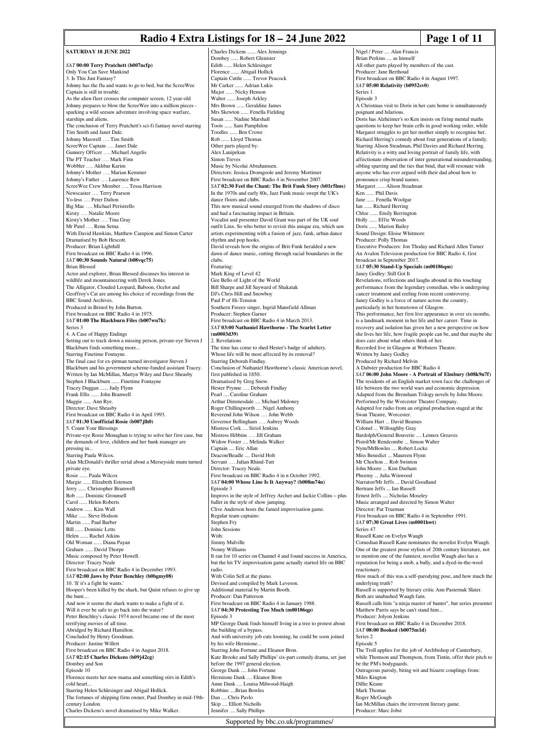# Radio 4 Extra Listings for 18 – 24 June 2022

## SATURDAY 18 JUNE 2022

**SAT 00:00 Terry Pratchett (b007ncfp)**
Only You Can Save Mankind
3. Is This Just Fantasy?
Johnny has the flu and wants to go to bed, but the ScreeWee Captain is still in trouble.
As the alien fleet crosses the computer screen, 12 year-old Johnny prepares to blow the ScreeWee into a million pieces - sparking a wild seesaw adventure involving space warfare, starships and aliens.
The conclusion of Terry Pratchett's sci-fi fantasy novel starring Tim Smith and Janet Dale.
Johnny Maxwell …. Tim Smith
ScreeWee Captain …. Janet Dale
Gunnery Officer …. Michael Angelis
The PT Teacher …. Mark Finn
Wobbler …. Akhbar Karim
Johnny's Mother …. Marian Kemmer
Johnny's Father …. Laurence Rew
ScreeWee Crew Member …. Tessa Harrison
Newscaster …. Terry Pearson
Yo-less …. Peter Dalton
Big Mac …. Michael Peristrello
Kirsty …. Natalie Moore
Kirsty's Mother …. Tina Gray
Mr Patel …. Renu Setna
With David Hawkins, Matthew Campion and Simon Carter
Dramatised by Bob Hescott.
Producer: Brian Lighthill
First broadcast on BBC Radio 4 in 1996.

**SAT 00:30 Sounds Natural (b08vqc75)**
Brian Blessed
Actor and explorer, Brian Blessed discusses his interest in wildlife and mountaineering with Derek Jones.
The Alligator, Clouded Leopard, Baboon, Ocelot and Geoffroy's Cat are among his choice of recordings from the BBC Sound Archives.
Produced in Bristol by John Burton.
First broadcast on BBC Radio 4 in 1975.

**SAT 01:00 The Blackburn Files (b007wn7k)**
Series 3
4. A Case of Happy Endings
Setting out to track down a missing person, private-eye Steven J Blackburn finds something more...
Starring Finetime Fontayne.
The final case for ex-pitman turned investigator Steven J Blackburn and his government scheme-funded assistant Tracey.
Written by Ian McMillan, Martyn Wiley and Dave Sheasby
Stephen J Blackburn ...... Finetime Fontayne
Tracey Duggan ...... Judy Flynn
Frank Ellis ...... John Branwell
Maggie ...... Ann Rye.
Director: Dave Sheasby
First broadcast on BBC Radio 4 in April 1993.

**SAT 01:30 Unofficial Rosie (b007jlh0)**
5. Count Your Blessings
Private-eye Rosie Monaghan is trying to solve her first case, but the demands of love, children and her bank manager are pressing in...
Starring Paula Wilcox.
Alan McDonald's thriller serial about a Merseyside mum turned private eye.
Rosie ...... Paula Wilcox
Margie ...... Elizabeth Estensen
Jerry ...... Christopher Bramwell
Bob ...... Dominic Grounsell
Carol ...... Helen Roberts
Andrew ...... Kim Wall
Mike ...... Steve Hodson
Martin ...... Paul Barber
Bill ...... Dominic Letts
Helen ...... Rachel Atkins
Old Woman ...... Diana Payan
Graham ...... David Thorpe
Music composed by Peter Howell.
Director: Tracey Neale
First broadcast on BBC Radio 4 in December 1993.

**SAT 02:00 Jaws by Peter Benchley (b0bgmy08)**
10. 'If it's a fight he wants.'
Hooper's been killed by the shark, but Quint refuses to give up the hunt....
And now it seems the shark wants to make a fight of it.
Will it ever be safe to go back into the water?
Peter Benchley's classic 1974 novel became one of the most terrifying movies of all time.
Abridged by Richard Hamilton.
Concluded by Henry Goodman.
Producer: Justine Willett
First broadcast on BBC Radio 4 in August 2018.

**SAT 02:15 Charles Dickens (b09j42cg)**
Dombey and Son
Episode 10
Florence meets her new mama and something stirs in Edith's cold heart...
Starring Helen Schlesinger and Abigail Hollick.
The fortunes of shipping firm owner, Paul Dombey in mid-19th-century London.
Charles Dickens's novel dramatised by Mike Walker.
Charles Dickens ...... Alex Jennings
Dombey ...... Robert Glenister
Edith ...... Helen Schlesinger
Florence ...... Abigail Hollick
Captain Cuttle ...... Trevor Peacock
Mr Carker ...... Adrian Lukis
Major ...... Nicky Henson
Walter ...... Joseph Arkley
Mrs Brown ...... Geraldine James
Mrs Skewton ...... Fenella Fielding
Susan ...... Nadine Marshall
Toots ...... Sam Pamphilon
Toodles ...... Ben Crowe
Rob ...... Lloyd Thomas
Other parts played by:
Alex Lanipekun
Simon Treves
Music by Nicolai Abrahamsen.
Directors: Jessica Dromgoole and Jeremy Mortimer
First broadcast on BBC Radio 4 in November 2007.

**SAT 02:30 Feel the Chant: The Brit Funk Story (b01r5lms)**
In the 1970s and early 80s, Jazz Funk music swept the UK's dance floors and clubs.
This new musical sound emerged from the shadows of disco and had a fascinating impact in Britain.
Vocalist and presenter David Grant was part of the UK soul outfit Linx. So who better to revisit this unique era, which saw artists experimenting with a fusion of jazz, funk, urban dance rhythm and pop hooks.
David reveals how the origins of Brit-Funk heralded a new dawn of dance music, cutting through racial boundaries in the clubs.
Featuring:
Mark King of Level 42
Gee Bello of Light of the World
Bill Sharpe and Jill Sayward of Shakatak
DJ's Chris Hill and Snowboy
Paul P of Hi-Tension
Southern Freeez singer, Ingrid Mansfield Allman
Producer: Stephen Garner
First broadcast on BBC Radio 4 in March 2013.

**SAT 03:00 Nathaniel Hawthorne - The Scarlet Letter (m0003d39)**
2. Revelations
The time has come to shed Hester's badge of adultery.
Whose life will be most affected by its removal?
Starring Deborah Findlay.
Conclusion of Nathaniel Hawthorne's classic American novel, first published in 1850.
Dramatised by Greg Snow.
Hester Prynne …. Deborah Findlay
Pearl .... Caroline Graham
Arthur Dimmesdale .... Michael Maloney
Roger Chillingworth .... Nigel Anthony
Reverend John Wilson …. John Webb
Governor Bellingham …. Aubrey Woods
Mistress Cork .... Siriol Jenkins
Mistress Hibbins …. Jill Graham
Widow Foster .... Melinda Walker
Captain .... Eric Allan
Deacon/Beadle .... David Holt
Servant …. Julian Rhind-Tutt
Director: Tracey Neale.
First broadcast on BBC Radio 4 in n October 1992.

**SAT 04:00 Whose Line Is It Anyway? (b008m74n)**
Episode 3
Improvs in the style of Jeffrey Archer and Jackie Collins – plus ballet in the style of show jumping.
Clive Anderson hosts the famed improvisation game.
Regular team captains:
Stephen Fry
John Sessions
With:
Jimmy Mulville
Nonny Williams
It ran for 10 series on Channel 4 and found success in America, but the hit TV improvisation game actually started life on BBC radio.
With Colin Sell at the piano.
Devised and compiled by Mark Leveson.
Additional material by Martin Booth.
Producer: Dan Patterson
First broadcast on BBC Radio 4 in January 1988.

**SAT 04:30 Protesting Too Much (m00186qp)**
Episode 3
MP George Dank finds himself living in a tree to protest about the building of a bypass.
And with university job cuts looming, he could be soon joined by his wife Hermione...
Starring John Fortune and Eleanor Bron.
Kate Brooke and Sally Phillips' six-part comedy drama, set just before the 1997 general election.
George Dank .... John Fortune
Hermione Dank .... Eleanor Bron
Anne Dank .... Louisa Milwood-Haigh
Robbins ....Brian Bowles
Dan .... Chris Pavlo
Skip .... Elliott Nicholls
Jennifer .... Sally Phillips
Nigel / Peter .... Alan Francis
Brian Perkins .... as himself
All other parts played by members of the cast.
Producer: Jane Berthoud
First broadcast on BBC Radio 4 in August 1997.

**SAT 05:00 Relativity (b0952sv0)**
Series 1
Episode 3
A Christmas visit to Doris in her care home is simultaneously poignant and hilarious.
Doris has Alzheimer's so Ken insists on firing mental maths questions to keep her brain cells in good working order, while Margaret struggles to get her mother simply to recognise her.
Richard Herring's comedy about four generations of a family.
Starring Alison Steadman, Phil Davies and Richard Herring.
Relativity is a witty and loving portrait of family life, with affectionate observation of inter generational misunderstanding, sibling sparring and the ties that bind, that will resonate with anyone who has ever argued with their dad about how to pronounce crisp brand names.
Margaret ...... Alison Steadman
Ken ...... Phil Davis
Jane ...... Fenella Woolgar
Ian ...... Richard Herring
Chloe ...... Emily Berrington
Holly ...... Effie Woods
Doris ...... Marion Bailey
Sound Design: Eloise Whitmore
Producer: Polly Thomas
Executive Producers: Jon Thoday and Richard Allen Turner
An Avalon Television production for BBC Radio 4, first broadcast in September 2017.

**SAT 05:30 Stand-Up Specials (m00186qm)**
Janey Godley: Still Got It
Revelations, reflections and laughs abound in this touching performance from the legendary comedian, who is undergoing cancer treatment and reeling from recent controversy.
Janey Godley is a force of nature across the country, particularly in her hometown of Glasgow.
This performance, her first live appearance in over six months, is a landmark moment in her life and her career. Time in recovery and isolation has given her a new perspective on how she lives her life, how fragile people can be, and that maybe she does care about what others think of her.
Recorded live in Glasgow at Websters Theatre.
Written by Janey Godley
Produced by Richard Melvin
A Dabster production for BBC Radio 4

**SAT 06:00 John Moore - A Portrait of Elmbury (b08k9n7f)**
The residents of an English market town face the challenges of life between the two world wars and economic depression.
Adapted from the Brensham Trilogy novels by John Moore.
Performed by the Worcester Theatre Company.
Adapted for radio from an original production staged at the Swan Theatre, Worcester.
William Hart ... David Beames
Colonel ... Willoughby Gray
Bardolph/General Bouverie .... Lennox Greaves
Pistol/Mr Rendcombe ... Simon Walter
Nym/MrBowles .... Robert Locke
Miss Benedict ... Maureen Flynn
Mr Chorlton ... Rob Swinton
John Moore ... Kim Durham
Pheemy ... Julia Winwood
Narrator/Mr Jeffs ... David Goodland
Bertram Jeffs ... Ian Russell
Ernest Jeffs .... Nicholas Moseley
Music arranged and directed by Simon Walter
Director: Pat Trueman
First broadcast on BBC Radio 4 in September 1991.

**SAT 07:30 Great Lives (m0001hwt)**
Series 47
Russell Kane on Evelyn Waugh
Comedian Russell Kane nominates the novelist Evelyn Waugh.
One of the greatest prose stylists of 20th century literature, not to mention one of the funniest, novelist Waugh also has a reputation for being a snob, a bully, and a dyed-in-the-wool reactionary.
How much of this was a self-parodying pose, and how much the underlying truth?
Russell is supported by literary critic Ann Pasternak Slater.
Both are unabashed Waugh fans.
Russell calls him "a ninja master of banter", but series presenter Matthew Parris says he can't stand him...
Producer: Jolyon Jenkins
First broadcast on BBC Radio 4 in December 2018.

**SAT 08:00 Booked (b0075m1d)**
Series 2
Episode 5
The Troll applies for the job of Archbishop of Canterbury, while Thomson and Thompson, from Tintin, offer their pitch to be the PM's bodyguards.
Outrageous parody, biting wit and bizarre couplings from:
Miles Kington
Dillie Keane
Mark Thomas
Roger McGough
Ian McMillan chairs the irreverent literary game.
Producer: Marc Jobst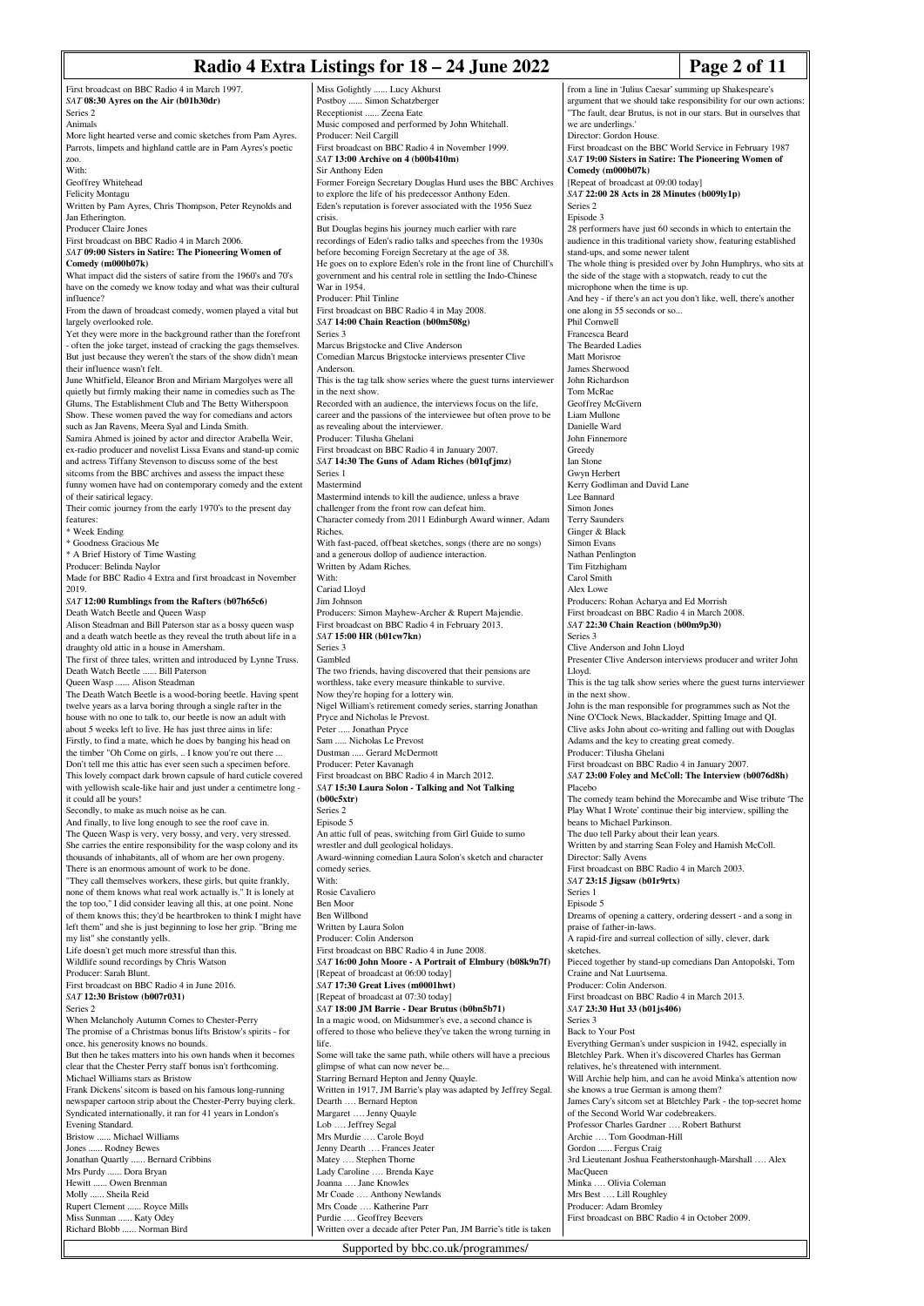First broadcast on BBC Radio 4 in March 1997.

**SAT 08:30 Ayres on the Air (b01b30dr)**

Series 2

Animals

More light hearted verse and comic sketches from Pam Ayres. Parrots, limpets and highland cattle are in Pam Ayres's poetic zoo.

With:
Geoffrey Whitehead
Felicity Montagu

Written by Pam Ayres, Chris Thompson, Peter Reynolds and Jan Etherington.

Producer Claire Jones

First broadcast on BBC Radio 4 in March 2006.

**SAT 09:00 Sisters in Satire: The Pioneering Women of Comedy (m000b07k)**

What impact did the sisters of satire from the 1960's and 70's have on the comedy we know today and what was their cultural influence?

From the dawn of broadcast comedy, women played a vital but largely overlooked role.

Yet they were more in the background rather than the forefront - often the joke target, instead of cracking the gags themselves. But just because they weren't the stars of the show didn't mean their influence wasn't felt.

June Whitfield, Eleanor Bron and Miriam Margolyes were all quietly but firmly making their name in comedies such as The Glums, The Establishment Club and The Betty Witherspoon Show. These women paved the way for comedians and actors such as Jan Ravens, Meera Syal and Linda Smith.

Samira Ahmed is joined by actor and director Arabella Weir, ex-radio producer and novelist Lissa Evans and stand-up comic and actress Tiffany Stevenson to discuss some of the best sitcoms from the BBC archives and assess the impact these funny women have had on contemporary comedy and the extent of their satirical legacy.

Their comic journey from the early 1970's to the present day features:
* Week Ending
* Goodness Gracious Me
* A Brief History of Time Wasting

Producer: Belinda Naylor

Made for BBC Radio 4 Extra and first broadcast in November 2019.

**SAT 12:00 Rumblings from the Rafters (b07h65c6)**

Death Watch Beetle and Queen Wasp

Alison Steadman and Bill Paterson star as a bossy queen wasp and a death watch beetle as they reveal the truth about life in a draughty old attic in a house in Amersham.

The first of three tales, written and introduced by Lynne Truss.

Death Watch Beetle ...... Bill Paterson
Queen Wasp ...... Alison Steadman

The Death Watch Beetle is a wood-boring beetle. Having spent twelve years as a larva boring through a single rafter in the house with no one to talk to, our beetle is now an adult with about 5 weeks left to live. He has just three aims in life:

Firstly, to find a mate, which he does by banging his head on the timber "Oh Come on girls, .. I know you're out there ... Don't tell me this attic has ever seen such a specimen before. This lovely compact dark brown capsule of hard cuticle covered with yellowish scale-like hair and just under a centimetre long - it could all be yours!

Secondly, to make as much noise as he can.

And finally, to live long enough to see the roof cave in.

The Queen Wasp is very, very bossy, and very, very stressed. She carries the entire responsibility for the wasp colony and its thousands of inhabitants, all of whom are her own progeny. There is an enormous amount of work to be done.

"They call themselves workers, these girls, but quite frankly, none of them knows what real work actually is." It is lonely at the top too," I did consider leaving all this, at one point. None of them knows this; they'd be heartbroken to think I might have left them" and she is just beginning to lose her grip. "Bring me my list" she constantly yells.

Life doesn't get much more stressful than this.

Wildlife sound recordings by Chris Watson

Producer: Sarah Blunt.

First broadcast on BBC Radio 4 in June 2016.

**SAT 12:30 Bristow (b007r031)**

Series 2

When Melancholy Autumn Comes to Chester-Perry

The promise of a Christmas bonus lifts Bristow's spirits - for once, his generosity knows no bounds.

But then he takes matters into his own hands when it becomes clear that the Chester Perry staff bonus isn't forthcoming.

Michael Williams stars as Bristow

Frank Dickens' sitcom is based on his famous long-running newspaper cartoon strip about the Chester-Perry buying clerk. Syndicated internationally, it ran for 41 years in London's Evening Standard.

Bristow ...... Michael Williams
Jones ...... Rodney Bewes
Jonathan Quartly ...... Bernard Cribbins
Mrs Purdy ...... Dora Bryan
Hewitt ...... Owen Brenman
Molly ...... Sheila Reid
Rupert Clement ...... Royce Mills
Miss Sunman ...... Katy Odey
Richard Blobb ...... Norman Bird
Miss Golightly ...... Lucy Akhurst
Postboy ...... Simon Schatzberger
Receptionist ...... Zeena Eate

Music composed and performed by John Whitehall.

Producer: Neil Cargill

First broadcast on BBC Radio 4 in November 1999.

**SAT 13:00 Archive on 4 (b00b410m)**

Sir Anthony Eden

Former Foreign Secretary Douglas Hurd uses the BBC Archives to explore the life of his predecessor Anthony Eden.

Eden's reputation is forever associated with the 1956 Suez crisis.

But Douglas begins his journey much earlier with rare recordings of Eden's radio talks and speeches from the 1930s before becoming Foreign Secretary at the age of 38.

He goes on to explore Eden's role in the front line of Churchill's government and his central role in settling the Indo-Chinese War in 1954.

Producer: Phil Tinline

First broadcast on BBC Radio 4 in May 2008.

**SAT 14:00 Chain Reaction (b00m508g)**

Series 3

Marcus Brigstocke and Clive Anderson

Comedian Marcus Brigstocke interviews presenter Clive Anderson.

This is the tag talk show series where the guest turns interviewer in the next show.

Recorded with an audience, the interviews focus on the life, career and the passions of the interviewee but often prove to be as revealing about the interviewer.

Producer: Tilusha Ghelani

First broadcast on BBC Radio 4 in January 2007.

**SAT 14:30 The Guns of Adam Riches (b01qfjmz)**

Series 1

Mastermind

Mastermind intends to kill the audience, unless a brave challenger from the front row can defeat him.

Character comedy from 2011 Edinburgh Award winner, Adam Riches.

With fast-paced, offbeat sketches, songs (there are no songs) and a generous dollop of audience interaction.

Written by Adam Riches.

With:
Cariad Lloyd
Jim Johnson

Producers: Simon Mayhew-Archer & Rupert Majendie.

First broadcast on BBC Radio 4 in February 2013.

**SAT 15:00 HR (b01cw7kn)**

Series 3

Gambled

The two friends, having discovered that their pensions are worthless, take every measure thinkable to survive.

Now they're hoping for a lottery win.

Nigel Williams's retirement comedy series, starring Jonathan Pryce and Nicholas le Prevost.

Peter ..... Jonathan Pryce
Sam ..... Nicholas Le Prevost
Dustman ..... Gerard McDermott

Producer: Peter Kavanagh

First broadcast on BBC Radio 4 in March 2012.

**SAT 15:30 Laura Solon - Talking and Not Talking (b00c5xtr)**

Series 2

Episode 5

An attic full of peas, switching from Girl Guide to sumo wrestler and dull geological holidays.

Award-winning comedian Laura Solon's sketch and character comedy series.

With:
Rosie Cavaliero
Ben Moor
Ben Willbond

Written by Laura Solon

Producer: Colin Anderson

First broadcast on BBC Radio 4 in June 2008.

**SAT 16:00 John Moore - A Portrait of Elmbury (b08k9n7f)**

[Repeat of broadcast at 06:00 today]

**SAT 17:30 Great Lives (m0001hwt)**

[Repeat of broadcast at 07:30 today]

**SAT 18:00 JM Barrie - Dear Brutus (b0bn5b71)**

In a magic wood, on Midsummer's eve, a second chance is offered to those who believe they've taken the wrong turning in life.

Some will take the same path, while others will have a precious glimpse of what can now never be...

Starring Bernard Hepton and Jenny Quayle.

Written in 1917, JM Barrie's play was adapted by Jeffrey Segal.

Dearth …. Bernard Hepton
Margaret …. Jenny Quayle
Lob …. Jeffrey Segal
Mrs Murdie …. Carole Boyd
Jenny Dearth ….. Frances Jeater
Matey …. Stephen Thorne
Lady Caroline …. Brenda Kaye
Joanna …. Jane Knowles
Mr Coade …. Anthony Newlands
Mrs Coade …. Katherine Parr
Purdie …. Geoffrey Beevers

Written over a decade after Peter Pan, JM Barrie's title is taken from a line in 'Julius Caesar' summing up Shakespeare's argument that we should take responsibility for our own actions: "The fault, dear Brutus, is not in our stars. But in ourselves that we are underlings.'

Director: Gordon House.

First broadcast on the BBC World Service in February 1987

**SAT 19:00 Sisters in Satire: The Pioneering Women of Comedy (m000b07k)**

[Repeat of broadcast at 09:00 today]

**SAT 22:00 28 Acts in 28 Minutes (b009ly1p)**

Series 2

Episode 3

28 performers have just 60 seconds in which to entertain the audience in this traditional variety show, featuring established stand-ups, and some newer talent

The whole thing is presided over by John Humphrys, who sits at the side of the stage with a stopwatch, ready to cut the microphone when the time is up.

And hey - if there's an act you don't like, well, there's another one along in 55 seconds or so...

Phil Cornwell
Francesca Beard
The Bearded Ladies
Matt Morisroe
James Sherwood
John Richardson
Tom McRae
Geoffrey McGivern
Liam Mullone
Danielle Ward
John Finnemore
Greedy
Ian Stone
Gwyn Herbert
Kerry Godliman and David Lane
Lee Bannard
Simon Jones
Terry Saunders
Ginger & Black
Simon Evans
Nathan Penlington
Tim Fitzhigham
Carol Smith
Alex Lowe

Producers: Rohan Acharya and Ed Morrish

First broadcast on BBC Radio 4 in March 2008.

**SAT 22:30 Chain Reaction (b00m9p30)**

Series 3

Clive Anderson and John Lloyd

Presenter Clive Anderson interviews producer and writer John Lloyd.

This is the tag talk show series where the guest turns interviewer in the next show.

John is the man responsible for programmes such as Not the Nine O'Clock News, Blackadder, Spitting Image and QI.

Clive asks John about co-writing and falling out with Douglas Adams and the key to creating great comedy.

Producer: Tilusha Ghelani

First broadcast on BBC Radio 4 in January 2007.

**SAT 23:00 Foley and McColl: The Interview (b0076d8h)**

Placebo

The comedy team behind the Morecambe and Wise tribute 'The Play What I Wrote' continue their big interview, spilling the beans to Michael Parkinson.

The duo tell Parky about their lean years.

Written by and starring Sean Foley and Hamish McColl.

Director: Sally Avens

First broadcast on BBC Radio 4 in March 2003.

**SAT 23:15 Jigsaw (b01r9rtx)**

Series 1

Episode 5

Dreams of opening a cattery, ordering dessert - and a song in praise of father-in-laws.

A rapid-fire and surreal collection of silly, clever, dark sketches.

Pieced together by stand-up comedians Dan Antopolski, Tom Craine and Nat Luurtsema.

Producer: Colin Anderson.

First broadcast on BBC Radio 4 in March 2013.

**SAT 23:30 Hut 33 (b01js406)**

Series 3

Back to Your Post

Everything German's under suspicion in 1942, especially in Bletchley Park. When it's discovered Charles has German relatives, he's threatened with internment.

Will Archie help him, and can he avoid Minka's attention now she knows a true German is among them?

James Cary's sitcom set at Bletchley Park - the top-secret home of the Second World War codebreakers.

Professor Charles Gardner …. Robert Bathurst
Archie …. Tom Goodman-Hill
Gordon ...... Fergus Craig
3rd Lieutenant Joshua Featherstonhaugh-Marshall …. Alex MacQueen
Minka …. Olivia Coleman
Mrs Best …. Lill Roughley

Producer: Adam Bromley

First broadcast on BBC Radio 4 in October 2009.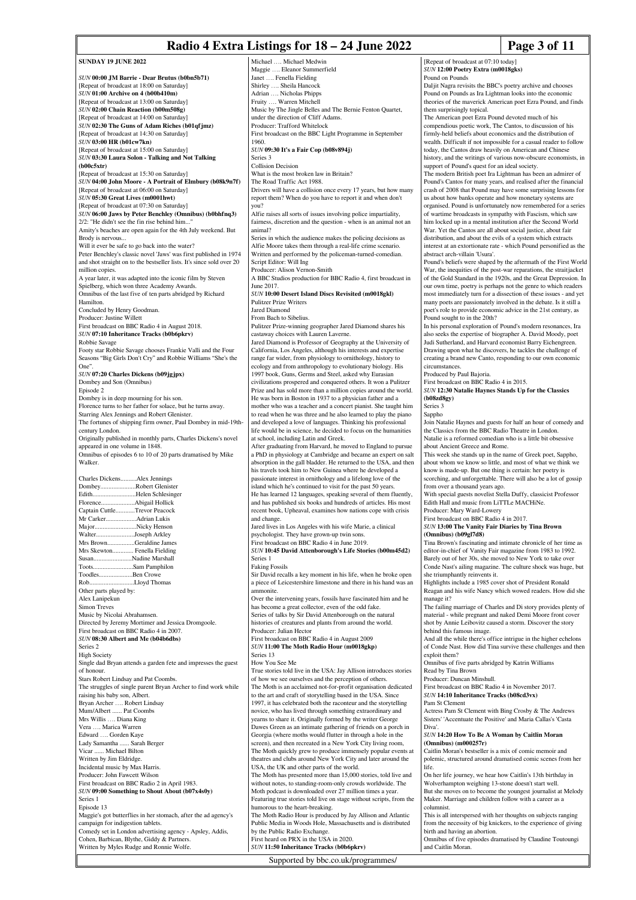## SUNDAY 19 JUNE 2022

*SUN* **00:00 JM Barrie - Dear Brutus (b0bn5b71)**
[Repeat of broadcast at 18:00 on Saturday]

*SUN* **01:00 Archive on 4 (b00b410m)**
[Repeat of broadcast at 13:00 on Saturday]

*SUN* **02:00 Chain Reaction (b00m508g)**
[Repeat of broadcast at 14:00 on Saturday]

*SUN* **02:30 The Guns of Adam Riches (b01qfjmz)**
[Repeat of broadcast at 14:30 on Saturday]

*SUN* **03:00 HR (b01cw7kn)**
[Repeat of broadcast at 15:00 on Saturday]

*SUN* **03:30 Laura Solon - Talking and Not Talking (b00c5xtr)**
[Repeat of broadcast at 15:30 on Saturday]

*SUN* **04:00 John Moore - A Portrait of Elmbury (b08k9n7f)**
[Repeat of broadcast at 06:00 on Saturday]

*SUN* **05:30 Great Lives (m0001hwt)**
[Repeat of broadcast at 07:30 on Saturday]

*SUN* **06:00 Jaws by Peter Benchley (Omnibus) (b0bhfnq3)**
2/2: "He didn't see the fin rise behind him..."
Amity's beaches are open again for the 4th July weekend. But Brody is nervous...
Will it ever be safe to go back into the water?
Peter Benchley's classic novel 'Jaws' was first published in 1974 and shot straight on to the bestseller lists. It's since sold over 20 million copies.
A year later, it was adapted into the iconic film by Steven Spielberg, which won three Academy Awards.
Omnibus of the last five of ten parts abridged by Richard Hamilton.
Concluded by Henry Goodman.
Producer: Justine Willett
First broadcast on BBC Radio 4 in August 2018.

*SUN* **07:10 Inheritance Tracks (b0b6pkrv)**
Robbie Savage
Footy star Robbie Savage chooses Frankie Valli and the Four Seasons "Big Girls Don't Cry" and Robbie Williams "She's the One".

*SUN* **07:20 Charles Dickens (b09jgjpx)**
Dombey and Son (Omnibus)
Episode 2
Dombey is in deep mourning for his son.
Florence turns to her father for solace, but he turns away.
Starring Alex Jennings and Robert Glenister.
The fortunes of shipping firm owner, Paul Dombey in mid-19th-century London.
Originally published in monthly parts, Charles Dickens's novel appeared in one volume in 1848.
Omnibus of episodes 6 to 10 of 20 parts dramatised by Mike Walker.

Charles Dickens..........Alex Jennings
Dombey.....................Robert Glenister
Edith..........................Helen Schlesinger
Florence.....................Abigail Hollick
Captain Cuttle............Trevor Peacock
Mr Carker...................Adrian Lukis
Major..........................Nicky Henson
Walter.........................Joseph Arkley
Mrs Brown.................Geraldine James
Mrs Skewton............. Fenella Fielding
Susan.........................Nadine Marshall
Toots..........................Sam Pamphilon
Toodles......................Ben Crowe
Rob............................Lloyd Thomas
Other parts played by:
Alex Lanipekun
Simon Treves
Music by Nicolai Abrahamsen.
Directed by Jeremy Mortimer and Jessica Dromgoole.
First broadcast on BBC Radio 4 in 2007.

*SUN* **08:30 Albert and Me (b04b6dbs)**
Series 2
High Society
Single dad Bryan attends a garden fete and impresses the guest of honour.
Stars Robert Lindsay and Pat Coombs.
The struggles of single parent Bryan Archer to find work while raising his baby son, Albert.
Bryan Archer …. Robert Lindsay
Mum/Albert ...... Pat Coombs
Mrs Willis …. Diana King
Vera …. Marica Warren
Edward …. Gorden Kaye
Lady Samantha ...... Sarah Berger
Vicar ...... Michael Bilton
Written by Jim Eldridge.
Incidental music by Max Harris.
Producer: John Fawcett Wilson
First broadcast on BBC Radio 2 in April 1983.

*SUN* **09:00 Something to Shout About (b07x4s0y)**
Series 1
Episode 13
Maggie's got butterflies in her stomach, after the ad agency's campaign for indigestion tablets.
Comedy set in London advertising agency - Apsley, Addis, Cohen, Barbican, Blythe, Giddy & Partners.
Written by Myles Rudge and Ronnie Wolfe.
Michael …. Michael Medwin
Maggie …. Eleanor Summerfield
Janet …. Fenella Fielding
Shirley …. Sheila Hancock
Adrian …. Nicholas Phipps
Fruity …. Warren Mitchell
Music by The Jingle Belles and The Bernie Fenton Quartet, under the direction of Cliff Adams.
Producer: Trafford Whitelock
First broadcast on the BBC Light Programme in September 1960.

*SUN* **09:30 It's a Fair Cop (b08v894j)**
Series 3
Collision Decision
What is the most broken law in Britain?
The Road Traffic Act 1988.
Drivers will have a collision once every 17 years, but how many report them? When do you have to report it and when don't you?
Alfie raises all sorts of issues involving police impartiality, fairness, discretion and the question - when is an animal not an animal?
Series in which the audience makes the policing decisions as Alfie Moore takes them through a real-life crime scenario.
Written and performed by the policeman-turned-comedian.
Script Editor: Will Ing
Producer: Alison Vernon-Smith
A BBC Studios production for BBC Radio 4, first broadcast in June 2017.

*SUN* **10:00 Desert Island Discs Revisited (m0018gkl)**
Pulitzer Prize Writers
Jared Diamond
From Bach to Sibelius.
Pulitzer Prize-winning geographer Jared Diamond shares his castaway choices with Lauren Laverne.
Jared Diamond is Professor of Geography at the University of California, Los Angeles, although his interests and expertise range far wider, from physiology to ornithology, history to ecology and from anthropology to evolutionary biology. His 1997 book, Guns, Germs and Steel, asked why Eurasian civilizations prospered and conquered others. It won a Pulitzer Prize and has sold more than a million copies around the world. He was born in Boston in 1937 to a physician father and a mother who was a teacher and a concert pianist. She taught him to read when he was three and he also learned to play the piano and developed a love of languages. Thinking his professional life would be in science, he decided to focus on the humanities at school, including Latin and Greek.
After graduating from Harvard, he moved to England to pursue a PhD in physiology at Cambridge and became an expert on salt absorption in the gall bladder. He returned to the USA, and then his travels took him to New Guinea where he developed a passionate interest in ornithology and a lifelong love of the island which he's continued to visit for the past 50 years.
He has learned 12 languages, speaking several of them fluently, and has published six books and hundreds of articles. His most recent book, Upheaval, examines how nations cope with crisis and change.
Jared lives in Los Angeles with his wife Marie, a clinical psychologist. They have grown-up twin sons.
First broadcast on BBC Radio 4 in June 2019.

*SUN* **10:45 David Attenborough's Life Stories (b00m45d2)**
Series 1
Faking Fossils
Sir David recalls a key moment in his life, when he broke open a piece of Leicestershire limestone and there in his hand was an ammonite.
Over the intervening years, fossils have fascinated him and he has become a great collector, even of the odd fake.
Series of talks by Sir David Attenborough on the natural histories of creatures and plants from around the world.
Producer: Julian Hector
First broadcast on BBC Radio 4 in August 2009

*SUN* **11:00 The Moth Radio Hour (m0018gkp)**
Series 13
How You See Me
True stories told live in the USA: Jay Allison introduces stories of how we see ourselves and the perception of others.
The Moth is an acclaimed not-for-profit organisation dedicated to the art and craft of storytelling based in the USA. Since 1997, it has celebrated both the raconteur and the storytelling novice, who has lived through something extraordinary and yearns to share it. Originally formed by the writer George Dawes Green as an intimate gathering of friends on a porch in Georgia (where moths would flutter in through a hole in the screen), and then recreated in a New York City living room, The Moth quickly grew to produce immensely popular events at theatres and clubs around New York City and later around the USA, the UK and other parts of the world.
The Moth has presented more than 15,000 stories, told live and without notes, to standing-room-only crowds worldwide. The Moth podcast is downloaded over 27 million times a year. Featuring true stories told live on stage without scripts, from the humorous to the heart-breaking.
The Moth Radio Hour is produced by Jay Allison and Atlantic Public Media in Woods Hole, Massachusetts and is distributed by the Public Radio Exchange.
First heard on PRX in the USA in 2020.

*SUN* **11:50 Inheritance Tracks (b0b6pkrv)**
[Repeat of broadcast at 07:10 today]

*SUN* **12:00 Poetry Extra (m0018gks)**
Pound on Pounds
Daljit Nagra revisits the BBC's poetry archive and chooses Pound on Pounds as Ira Lightman looks into the economic theories of the maverick American poet Ezra Pound, and finds them surprisingly topical.
The American poet Ezra Pound devoted much of his compendious poetic work, The Cantos, to discussion of his firmly-held beliefs about economics and the distribution of wealth. Difficult if not impossible for a casual reader to follow today, the Cantos draw heavily on American and Chinese history, and the writings of various now-obscure economists, in support of Pound's quest for an ideal society.
The modern British poet Ira Lightman has been an admirer of Pound's Cantos for many years, and realised after the financial crash of 2008 that Pound may have some surprising lessons for us about how banks operate and how monetary systems are organised. Pound is unfortunately now remembered for a series of wartime broadcasts in sympathy with Fascism, which saw him locked up in a mental institution after the Second World War. Yet the Cantos are all about social justice, about fair distribution, and about the evils of a system which extracts interest at an extortionate rate - which Pound personified as the abstract arch-villain 'Usura'.
Pound's beliefs were shaped by the aftermath of the First World War, the inequities of the post-war reparations, the straitjacket of the Gold Standard in the 1920s, and the Great Depression. In our own time, poetry is perhaps not the genre to which readers most immediately turn for a dissection of these issues - and yet many poets are passionately involved in the debate. Is it still a poet's role to provide economic advice in the 21st century, as Pound sought to in the 20th?
In his personal exploration of Pound's modern resonances, Ira also seeks the expertise of biographer A. David Moody, poet Judi Sutherland, and Harvard economist Barry Eichengreen. Drawing upon what he discovers, he tackles the challenge of creating a brand new Canto, responding to our own economic circumstances.
Produced by Paul Bajoria.
First broadcast on BBC Radio 4 in 2015.

*SUN* **12:30 Natalie Haynes Stands Up for the Classics (b08zd8gy)**
Series 3
Sappho
Join Natalie Haynes and guests for half an hour of comedy and the Classics from the BBC Radio Theatre in London.
Natalie is a reformed comedian who is a little bit obsessive about Ancient Greece and Rome.
This week she stands up in the name of Greek poet, Sappho, about whom we know so little, and most of what we think we know is made-up. But one thing is certain: her poetry is scorching, and unforgettable. There will also be a lot of gossip from over a thousand years ago.
With special guests novelist Stella Duffy, classicist Professor Edith Hall and music from LiTTLe MACHiNe.
Producer: Mary Ward-Lowery
First broadcast on BBC Radio 4 in 2017.

*SUN* **13:00 The Vanity Fair Diaries by Tina Brown (Omnibus) (b09gl7d8)**
Tina Brown's fascinating and intimate chronicle of her time as editor-in-chief of Vanity Fair magazine from 1983 to 1992.
Barely out of her 30s, she moved to New York to take over Conde Nast's ailing magazine. The culture shock was huge, but she triumphantly reinvents it.
Highlights include a 1985 cover shot of President Ronald Reagan and his wife Nancy which wowed readers. How did she manage it?
The failing marriage of Charles and Di story provides plenty of material - while pregnant and naked Demi Moore front cover shot by Annie Leibovitz caused a storm. Discover the story behind this famous image.
And all the while there's office intrigue in the higher echelons of Conde Nast. How did Tina survive these challenges and then exploit them?
Omnibus of five parts abridged by Katrin Williams
Read by Tina Brown
Producer: Duncan Minshull.
First broadcast on BBC Radio 4 in November 2017.

*SUN* **14:10 Inheritance Tracks (b08cd3vx)**
Pam St Clement
Actress Pam St Clement with Bing Crosby & The Andrews Sisters' 'Accentuate the Positive' and Maria Callas's 'Casta Diva'.

*SUN* **14:20 How To Be A Woman by Caitlin Moran (Omnibus) (m000257r)**
Caitlin Moran's bestseller is a mix of comic memoir and polemic, structured around dramatised comic scenes from her life.
On her life journey, we hear how Caitlin's 13th birthday in Wolverhampton weighing 13-stone doesn't start well.
But she moves on to become the youngest journalist at Melody Maker. Marriage and children follow with a career as a columnist.
This is all interspersed with her thoughts on subjects ranging from the necessity of big knickers, to the experience of giving birth and having an abortion.
Omnibus of five episodes dramatised by Claudine Toutoungi and Caitlin Moran.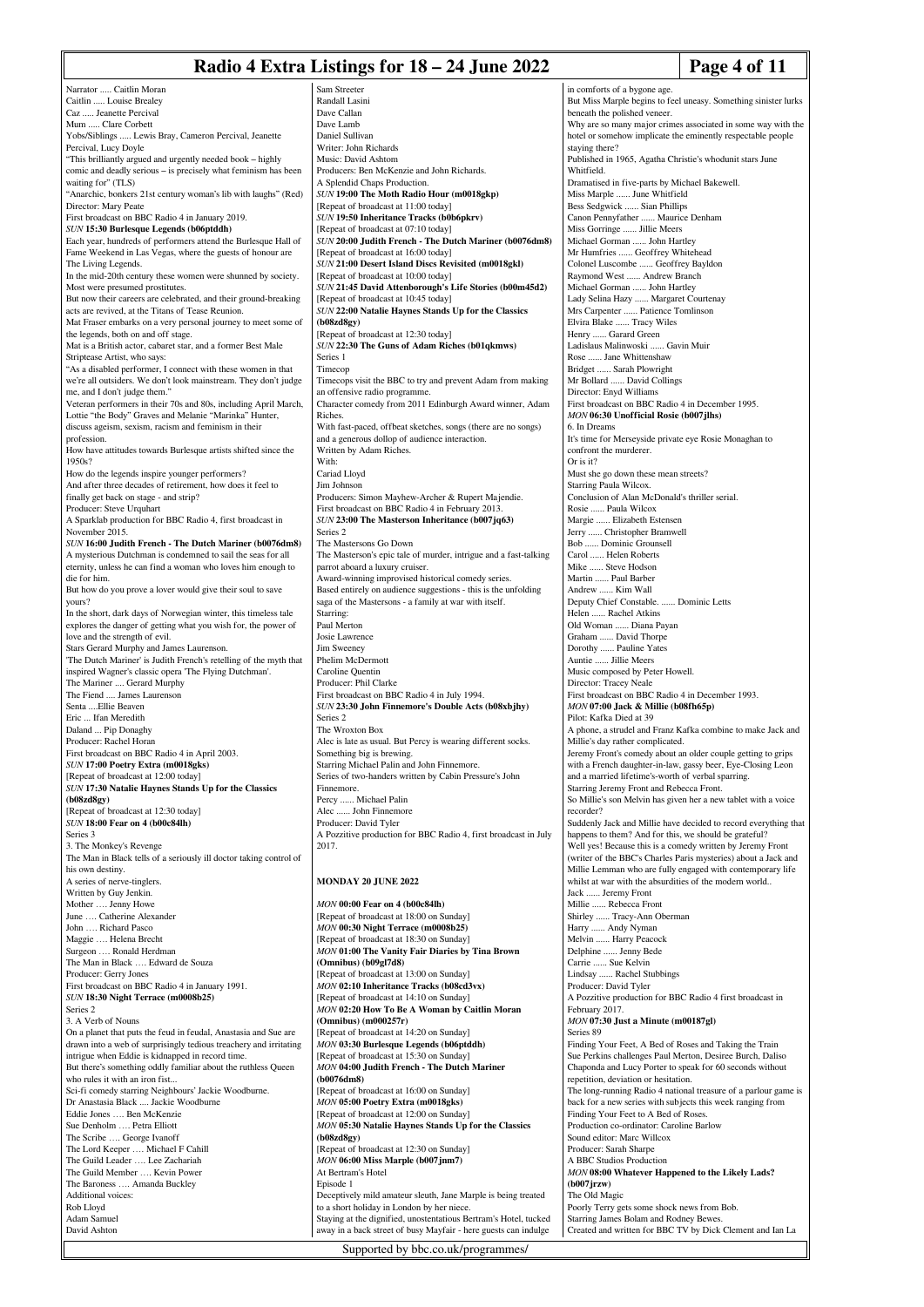Narrator ..... Caitlin Moran
Caitlin ..... Louise Brealey
Caz ..... Jeanette Percival
Mum ..... Clare Corbett
Yobs/Siblings ..... Lewis Bray, Cameron Percival, Jeanette Percival, Lucy Doyle
"This brilliantly argued and urgently needed book – highly comic and deadly serious – is precisely what feminism has been waiting for" (TLS)
"Anarchic, bonkers 21st century woman's lib with laughs" (Red)
Director: Mary Peate
First broadcast on BBC Radio 4 in January 2019.

*SUN* **15:30 Burlesque Legends (b06ptddh)**
Each year, hundreds of performers attend the Burlesque Hall of Fame Weekend in Las Vegas, where the guests of honour are The Living Legends.
In the mid-20th century these women were shunned by society. Most were presumed prostitutes.
But now their careers are celebrated, and their ground-breaking acts are revived, at the Titans of Tease Reunion.
Mat Fraser embarks on a very personal journey to meet some of the legends, both on and off stage.
Mat is a British actor, cabaret star, and a former Best Male Striptease Artist, who says:
"As a disabled performer, I connect with these women in that we're all outsiders. We don't look mainstream. They don't judge me, and I don't judge them."
Veteran performers in their 70s and 80s, including April March, Lottie "the Body" Graves and Melanie "Marinka" Hunter, discuss ageism, sexism, racism and feminism in their profession.
How have attitudes towards Burlesque artists shifted since the 1950s?
How do the legends inspire younger performers?
And after three decades of retirement, how does it feel to finally get back on stage - and strip?
Producer: Steve Urquhart
A Sparklab production for BBC Radio 4, first broadcast in November 2015.

*SUN* **16:00 Judith French - The Dutch Mariner (b0076dm8)**
A mysterious Dutchman is condemned to sail the seas for all eternity, unless he can find a woman who loves him enough to die for him.
But how do you prove a lover would give their soul to save yours?
In the short, dark days of Norwegian winter, this timeless tale explores the danger of getting what you wish for, the power of love and the strength of evil.
Stars Gerard Murphy and James Laurenson.
'The Dutch Mariner' is Judith French's retelling of the myth that inspired Wagner's classic opera 'The Flying Dutchman'.
The Mariner .... Gerard Murphy
The Fiend .... James Laurenson
Senta ....Ellie Beaven
Eric ... Ifan Meredith
Daland ... Pip Donaghy
Producer: Rachel Horan
First broadcast on BBC Radio 4 in April 2003.

*SUN* **17:00 Poetry Extra (m0018gks)**
[Repeat of broadcast at 12:00 today]

*SUN* **17:30 Natalie Haynes Stands Up for the Classics (b08zd8gy)**
[Repeat of broadcast at 12:30 today]

*SUN* **18:00 Fear on 4 (b00c84lh)**
Series 3
3. The Monkey's Revenge
The Man in Black tells of a seriously ill doctor taking control of his own destiny.
A series of nerve-tinglers.
Written by Guy Jenkin.
Mother …. Jenny Howe
June …. Catherine Alexander
John …. Richard Pasco
Maggie …. Helena Brecht
Surgeon …. Ronald Herdman
The Man in Black …. Edward de Souza
Producer: Gerry Jones
First broadcast on BBC Radio 4 in January 1991.

*SUN* **18:30 Night Terrace (m0008b25)**
Series 2
3. A Verb of Nouns
On a planet that puts the feud in feudal, Anastasia and Sue are drawn into a web of surprisingly tedious treachery and irritating intrigue when Eddie is kidnapped in record time.
But there's something oddly familiar about the ruthless Queen who rules it with an iron fist...
Sci-fi comedy starring Neighbours' Jackie Woodburne.
Dr Anastasia Black .... Jackie Woodburne
Eddie Jones …. Ben McKenzie
Sue Denholm …. Petra Elliott
The Scribe …. George Ivanoff
The Lord Keeper …. Michael F Cahill
The Guild Leader …. Lee Zachariah
The Guild Member …. Kevin Power
The Baroness …. Amanda Buckley
Additional voices:
Rob Lloyd
Adam Samuel
David Ashton
Sam Streeter
Randall Lasini
Dave Callan
Dave Lamb
Daniel Sullivan
Writer: John Richards
Music: David Ashtom
Producers: Ben McKenzie and John Richards.
A Splendid Chaps Production.

*SUN* **19:00 The Moth Radio Hour (m0018gkp)**
[Repeat of broadcast at 11:00 today]

*SUN* **19:50 Inheritance Tracks (b0b6pkrv)**
[Repeat of broadcast at 07:10 today]

*SUN* **20:00 Judith French - The Dutch Mariner (b0076dm8)**
[Repeat of broadcast at 16:00 today]

*SUN* **21:00 Desert Island Discs Revisited (m0018gkl)**
[Repeat of broadcast at 10:00 today]

*SUN* **21:45 David Attenborough's Life Stories (b00m45d2)**
[Repeat of broadcast at 10:45 today]

*SUN* **22:00 Natalie Haynes Stands Up for the Classics (b08zd8gy)**
[Repeat of broadcast at 12:30 today]

*SUN* **22:30 The Guns of Adam Riches (b01qkmws)**
Series 1
Timecop
Timecops visit the BBC to try and prevent Adam from making an offensive radio programme.
Character comedy from 2011 Edinburgh Award winner, Adam Riches.
With fast-paced, offbeat sketches, songs (there are no songs) and a generous dollop of audience interaction.
Written by Adam Riches.
With:
Cariad Lloyd
Jim Johnson
Producers: Simon Mayhew-Archer & Rupert Majendie.
First broadcast on BBC Radio 4 in February 2013.

*SUN* **23:00 The Masterson Inheritance (b007jq63)**
Series 2
The Mastersons Go Down
The Masterson's epic tale of murder, intrigue and a fast-talking parrot aboard a luxury cruiser.
Award-winning improvised historical comedy series.
Based entirely on audience suggestions - this is the unfolding saga of the Mastersons - a family at war with itself.
Starring:
Paul Merton
Josie Lawrence
Jim Sweeney
Phelim McDermott
Caroline Quentin
Producer: Phil Clarke
First broadcast on BBC Radio 4 in July 1994.

*SUN* **23:30 John Finnemore's Double Acts (b08xbjhy)**
Series 2
The Wroxton Box
Alec is late as usual. But Percy is wearing different socks. Something big is brewing.
Starring Michael Palin and John Finnemore.
Series of two-handers written by Cabin Pressure's John Finnemore.
Percy ...... Michael Palin
Alec ...... John Finnemore
Producer: David Tyler
A Pozzitive production for BBC Radio 4, first broadcast in July 2017.

## MONDAY 20 JUNE 2022

*MON* **00:00 Fear on 4 (b00c84lh)**
[Repeat of broadcast at 18:00 on Sunday]

*MON* **00:30 Night Terrace (m0008b25)**
[Repeat of broadcast at 18:30 on Sunday]

*MON* **01:00 The Vanity Fair Diaries by Tina Brown (Omnibus) (b09gl7d8)**
[Repeat of broadcast at 13:00 on Sunday]

*MON* **02:10 Inheritance Tracks (b08cd3vx)**
[Repeat of broadcast at 14:10 on Sunday]

*MON* **02:20 How To Be A Woman by Caitlin Moran (Omnibus) (m000257r)**
[Repeat of broadcast at 14:20 on Sunday]

*MON* **03:30 Burlesque Legends (b06ptddh)**
[Repeat of broadcast at 15:30 on Sunday]

*MON* **04:00 Judith French - The Dutch Mariner (b0076dm8)**
[Repeat of broadcast at 16:00 on Sunday]

*MON* **05:00 Poetry Extra (m0018gks)**
[Repeat of broadcast at 12:00 on Sunday]

*MON* **05:30 Natalie Haynes Stands Up for the Classics (b08zd8gy)**
[Repeat of broadcast at 12:30 on Sunday]

*MON* **06:00 Miss Marple (b007jnm7)**
At Bertram's Hotel
Episode 1
Deceptively mild amateur sleuth, Jane Marple is being treated to a short holiday in London by her niece.
Staying at the dignified, unostentatious Bertram's Hotel, tucked away in a back street of busy Mayfair - here guests can indulge in comforts of a bygone age.
But Miss Marple begins to feel uneasy. Something sinister lurks beneath the polished veneer.
Why are so many major crimes associated in some way with the hotel or somehow implicate the eminently respectable people staying there?
Published in 1965, Agatha Christie's whodunit stars June Whitfield.
Dramatised in five-parts by Michael Bakewell.
Miss Marple ...... June Whitfield
Bess Sedgwick ...... Sian Phillips
Canon Pennyfather ...... Maurice Denham
Miss Gorringe ...... Jillie Meers
Michael Gorman ...... John Hartley
Mr Humfries ...... Geoffrey Whitehead
Colonel Luscombe ...... Geoffrey Bayldon
Raymond West ...... Andrew Branch
Michael Gorman ...... John Hartley
Lady Selina Hazy ...... Margaret Courtenay
Mrs Carpenter ...... Patience Tomlinson
Elvira Blake ...... Tracy Wiles
Henry ...... Garard Green
Ladislaus Malinwoski ...... Gavin Muir
Rose ...... Jane Whittenshaw
Bridget ...... Sarah Plowright
Mr Bollard ...... David Collings
Director: Enyd Williams
First broadcast on BBC Radio 4 in December 1995.

*MON* **06:30 Unofficial Rosie (b007jlhs)**
6. In Dreams
It's time for Merseyside private eye Rosie Monaghan to confront the murderer.
Or is it?
Must she go down these mean streets?
Starring Paula Wilcox.
Conclusion of Alan McDonald's thriller serial.
Rosie ...... Paula Wilcox
Margie ...... Elizabeth Estensen
Jerry ...... Christopher Bramwell
Bob ...... Dominic Grounsell
Carol ...... Helen Roberts
Mike ...... Steve Hodson
Martin ...... Paul Barber
Andrew ...... Kim Wall
Deputy Chief Constable. ...... Dominic Letts
Helen ...... Rachel Atkins
Old Woman ...... Diana Payan
Graham ...... David Thorpe
Dorothy ...... Pauline Yates
Auntie ...... Jillie Meers
Music composed by Peter Howell.
Director: Tracey Neale
First broadcast on BBC Radio 4 in December 1993.

*MON* **07:00 Jack & Millie (b08fh65p)**
Pilot: Kafka Died at 39
A phone, a strudel and Franz Kafka combine to make Jack and Millie's day rather complicated.
Jeremy Front's comedy about an older couple getting to grips with a French daughter-in-law, gassy beer, Eye-Closing Leon and a married lifetime's-worth of verbal sparring.
Starring Jeremy Front and Rebecca Front.
So Millie's son Melvin has given her a new tablet with a voice recorder?
Suddenly Jack and Millie have decided to record everything that happens to them? And for this, we should be grateful?
Well yes! Because this is a comedy written by Jeremy Front (writer of the BBC's Charles Paris mysteries) about a Jack and Millie Lemman who are fully engaged with contemporary life whilst at war with the absurdities of the modern world..
Jack ...... Jeremy Front
Millie ...... Rebecca Front
Shirley ...... Tracy-Ann Oberman
Harry ...... Andy Nyman
Melvin ...... Harry Peacock
Delphine ...... Jenny Bede
Carrie ...... Sue Kelvin
Lindsay ...... Rachel Stubbings
Producer: David Tyler
A Pozzitive production for BBC Radio 4 first broadcast in February 2017.

*MON* **07:30 Just a Minute (m00187gl)**
Series 89
Finding Your Feet, A Bed of Roses and Taking the Train
Sue Perkins challenges Paul Merton, Desiree Burch, Daliso Chaponda and Lucy Porter to speak for 60 seconds without repetition, deviation or hesitation.
The long-running Radio 4 national treasure of a parlour game is back for a new series with subjects this week ranging from Finding Your Feet to A Bed of Roses.
Production co-ordinator: Caroline Barlow
Sound editor: Marc Willcox
Producer: Sarah Sharpe
A BBC Studios Production

*MON* **08:00 Whatever Happened to the Likely Lads? (b007jrzw)**
The Old Magic
Poorly Terry gets some shock news from Bob.
Starring James Bolam and Rodney Bewes.
Created and written for BBC TV by Dick Clement and Ian La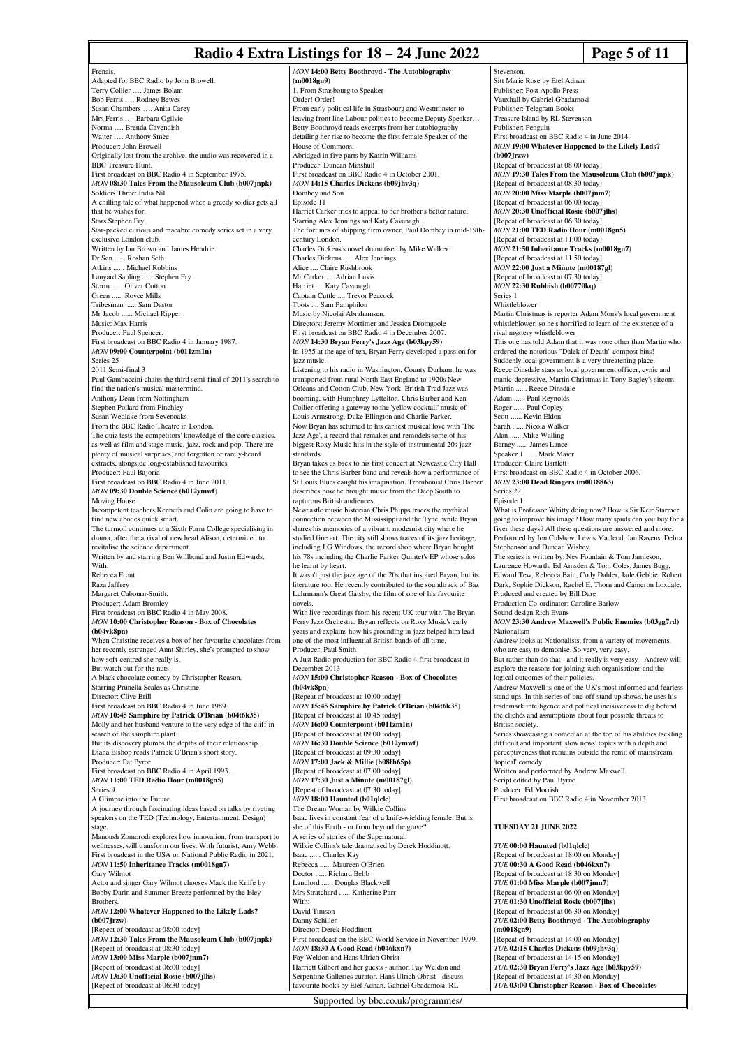Frenais.
Adapted for BBC Radio by John Browell.
Terry Collier …. James Bolam
Bob Ferris …. Rodney Bewes
Susan Chambers …. Anita Carey
Mrs Ferris …. Barbara Ogilvie
Norma …. Brenda Cavendish
Waiter …. Anthony Smee
Producer: John Browell
Originally lost from the archive, the audio was recovered in a BBC Treasure Hunt.
First broadcast on BBC Radio 4 in September 1975.

*MON* **08:30 Tales From the Mausoleum Club (b007jnpk)**
Soldiers Three: India Nil
A chilling tale of what happened when a greedy soldier gets all that he wishes for.
Stars Stephen Fry,
Star-packed curious and macabre comedy series set in a very exclusive London club.
Written by Ian Brown and James Hendrie.
Dr Sen ...... Roshan Seth
Atkins ...... Michael Robbins
Lanyard Sapling ...... Stephen Fry
Storm ...... Oliver Cotton
Green ...... Royce Mills
Tribesman ...... Sam Dastor
Mr Jacob ...... Michael Ripper
Music: Max Harris
Producer: Paul Spencer.
First broadcast on BBC Radio 4 in January 1987.

*MON* **09:00 Counterpoint (b011zm1n)**
Series 25
2011 Semi-final 3
Paul Gambaccini chairs the third semi-final of 2011's search to find the nation's musical mastermind.
Anthony Dean from Nottingham
Stephen Pollard from Finchley
Susan Wedlake from Sevenoaks
From the BBC Radio Theatre in London.
The quiz tests the competitors' knowledge of the core classics, as well as film and stage music, jazz, rock and pop. There are plenty of musical surprises, and forgotten or rarely-heard extracts, alongside long-established favourites
Producer: Paul Bajoria
First broadcast on BBC Radio 4 in June 2011.

*MON* **09:30 Double Science (b012ymwf)**
Moving House
Incompetent teachers Kenneth and Colin are going to have to find new abodes quick smart.
The turmoil continues at a Sixth Form College specialising in drama, after the arrival of new head Alison, determined to revitalise the science department.
Written by and starring Ben Willbond and Justin Edwards.
With:
Rebecca Front
Raza Jaffrey
Margaret Cabourn-Smith.
Producer: Adam Bromley
First broadcast on BBC Radio 4 in May 2008.

*MON* **10:00 Christopher Reason - Box of Chocolates (b04vk8pn)**
When Christine receives a box of her favourite chocolates from her recently estranged Aunt Shirley, she's prompted to show how soft-centred she really is.
But watch out for the nuts!
A black chocolate comedy by Christopher Reason.
Starring Prunella Scales as Christine.
Director: Clive Brill
First broadcast on BBC Radio 4 in June 1989.

*MON* **10:45 Samphire by Patrick O'Brian (b04t6k35)**
Molly and her husband venture to the very edge of the cliff in search of the samphire plant.
But its discovery plumbs the depths of their relationship...
Diana Bishop reads Patrick O'Brian's short story.
Producer: Pat Pyror
First broadcast on BBC Radio 4 in April 1993.

*MON* **11:00 TED Radio Hour (m0018gn5)**
Series 9
A Glimpse into the Future
A journey through fascinating ideas based on talks by riveting speakers on the TED (Technology, Entertainment, Design) stage.
Manoush Zomorodi explores how innovation, from transport to wellnesses, will transform our lives. With futurist, Amy Webb.
First broadcast in the USA on National Public Radio in 2021.

*MON* **11:50 Inheritance Tracks (m0018gn7)**
Gary Wilmot
Actor and singer Gary Wilmot chooses Mack the Knife by Bobby Darin and Summer Breeze performed by the Isley Brothers.

*MON* **12:00 Whatever Happened to the Likely Lads? (b007jrzw)**
[Repeat of broadcast at 08:00 today]

*MON* **12:30 Tales From the Mausoleum Club (b007jnpk)**
[Repeat of broadcast at 08:30 today]

*MON* **13:00 Miss Marple (b007jnm7)**
[Repeat of broadcast at 06:00 today]

*MON* **13:30 Unofficial Rosie (b007jlhs)**
[Repeat of broadcast at 06:30 today]

*MON* **14:00 Betty Boothroyd - The Autobiography (m0018gn9)**
1. From Strasbourg to Speaker
Order! Order!
From early political life in Strasbourg and Westminster to leaving front line Labour politics to become Deputy Speaker…
Betty Boothroyd reads excerpts from her autobiography detailing her rise to become the first female Speaker of the House of Commons.
Abridged in five parts by Katrin Williams
Producer: Duncan Minshull
First broadcast on BBC Radio 4 in October 2001.

*MON* **14:15 Charles Dickens (b09jhv3q)**
Dombey and Son
Episode 11
Harriet Carker tries to appeal to her brother's better nature.
Starring Alex Jennings and Katy Cavanagh.
The fortunes of shipping firm owner, Paul Dombey in mid-19th-century London.
Charles Dickens's novel dramatised by Mike Walker.
Charles Dickens ..... Alex Jennings
Alice .... Claire Rushbrook
Mr Carker .... Adrian Lukis
Harriet .... Katy Cavanagh
Captain Cuttle .... Trevor Peacock
Toots .... Sam Pamphilon
Music by Nicolai Abrahamsen.
Directors: Jeremy Mortimer and Jessica Dromgoole
First broadcast on BBC Radio 4 in December 2007.

*MON* **14:30 Bryan Ferry's Jazz Age (b03kpy59)**
In 1955 at the age of ten, Bryan Ferry developed a passion for jazz music.
Listening to his radio in Washington, County Durham, he was transported from rural North East England to 1920s New Orleans and Cotton Club, New York. British Trad Jazz was booming, with Humphrey Lyttelton, Chris Barber and Ken Collier offering a gateway to the 'yellow cocktail' music of Louis Armstrong, Duke Ellington and Charlie Parker.
Now Bryan has returned to his earliest musical love with 'The Jazz Age', a record that remakes and remodels some of his biggest Roxy Music hits in the style of instrumental 20s jazz standards.
Bryan takes us back to his first concert at Newcastle City Hall to see the Chris Barber band and reveals how a performance of St Louis Blues caught his imagination. Trombonist Chris Barber describes how he brought music from the Deep South to rapturous British audiences.
Newcastle music historian Chris Phipps traces the mythical connection between the Mississippi and the Tyne, while Bryan shares his memories of a vibrant, modernist city where he studied fine art. The city still shows traces of its jazz heritage, including J G Windows, the record shop where Bryan bought his 78s including the Charlie Parker Quintet's EP whose solos he learnt by heart.
It wasn't just the jazz age of the 20s that inspired Bryan, but its literature too. He recently contributed to the soundtrack of Baz Luhrmann's Great Gatsby, the film of one of his favourite novels.
With live recordings from his recent UK tour with The Bryan Ferry Jazz Orchestra, Bryan reflects on Roxy Music's early years and explains how his grounding in jazz helped him lead one of the most influential British bands of all time.
Producer: Paul Smith
A Just Radio production for BBC Radio 4 first broadcast in December 2013

*MON* **15:00 Christopher Reason - Box of Chocolates (b04vk8pn)**
[Repeat of broadcast at 10:00 today]

*MON* **15:45 Samphire by Patrick O'Brian (b04t6k35)**
[Repeat of broadcast at 10:45 today]

*MON* **16:00 Counterpoint (b011zm1n)**
[Repeat of broadcast at 09:00 today]

*MON* **16:30 Double Science (b012ymwf)**
[Repeat of broadcast at 09:30 today]

*MON* **17:00 Jack & Millie (b08fh65p)**
[Repeat of broadcast at 07:00 today]

*MON* **17:30 Just a Minute (m00187gl)**
[Repeat of broadcast at 07:30 today]

*MON* **18:00 Haunted (b01qlclc)**
The Dream Woman by Wilkie Collins
Isaac lives in constant fear of a knife-wielding female. But is she of this Earth - or from beyond the grave?
A series of stories of the Supernatural.
Wilkie Collins's tale dramatised by Derek Hoddinott.
Isaac ...... Charles Kay
Rebecca ...... Maureen O'Brien
Doctor ...... Richard Bebb
Landlord ...... Douglas Blackwell
Mrs Stratchard ...... Katherine Parr
With:
David Timson
Danny Schiller
Director: Derek Hoddinott
First broadcast on the BBC World Service in November 1979.

*MON* **18:30 A Good Read (b046kxn7)**
Fay Weldon and Hans Ulrich Obrist
Harriett Gilbert and her guests - author, Fay Weldon and Serpentine Galleries curator, Hans Ulrich Obrist - discuss favourite books by Etel Adnan, Gabriel Gbadamosi, RL Stevenson.
Sitt Marie Rose by Etel Adnan
Publisher: Post Apollo Press
Vauxhall by Gabriel Gbadamosi
Publisher: Telegram Books
Treasure Island by RL Stevenson
Publisher: Penguin
First broadcast on BBC Radio 4 in June 2014.

*MON* **19:00 Whatever Happened to the Likely Lads? (b007jrzw)**
[Repeat of broadcast at 08:00 today]

*MON* **19:30 Tales From the Mausoleum Club (b007jnpk)**
[Repeat of broadcast at 08:30 today]

*MON* **20:00 Miss Marple (b007jnm7)**
[Repeat of broadcast at 06:00 today]

*MON* **20:30 Unofficial Rosie (b007jlhs)**
[Repeat of broadcast at 06:30 today]

*MON* **21:00 TED Radio Hour (m0018gn5)**
[Repeat of broadcast at 11:00 today]

*MON* **21:50 Inheritance Tracks (m0018gn7)**
[Repeat of broadcast at 11:50 today]

*MON* **22:00 Just a Minute (m00187gl)**
[Repeat of broadcast at 07:30 today]

*MON* **22:30 Rubbish (b00770kq)**
Series 1
Whistleblower
Martin Christmas is reporter Adam Monk's local government whistleblower, so he's horrified to learn of the existence of a rival mystery whistleblower
This one has told Adam that it was none other than Martin who ordered the notorious "Dalek of Death" compost bins!
Suddenly local government is a very threatening place.
Reece Dinsdale stars as local government officer, cynic and manic-depressive, Martin Christmas in Tony Bagley's sitcom.
Martin ...... Reece Dinsdale
Adam ...... Paul Reynolds
Roger ...... Paul Copley
Scott ...... Kevin Eldon
Sarah ...... Nicola Walker
Alan ...... Mike Walling
Barney ...... James Lance
Speaker 1 ...... Mark Maier
Producer: Claire Bartlett
First broadcast on BBC Radio 4 in October 2006.

*MON* **23:00 Dead Ringers (m0018863)**
Series 22
Episode 1
What is Professor Whitty doing now? How is Sir Keir Starmer going to improve his image? How many spuds can you buy for a fiver these days? All these questions are answered and more.
Performed by Jon Culshaw, Lewis Macleod, Jan Ravens, Debra Stephenson and Duncan Wisbey.
The series is written by: Nev Fountain & Tom Jamieson, Laurence Howarth, Ed Amsden & Tom Coles, James Bugg, Edward Tew, Rebecca Bain, Cody Dahler, Jade Gebbie, Robert Dark, Sophie Dickson, Rachel E. Thorn and Cameron Loxdale.
Produced and created by Bill Dare
Production Co-ordinator: Caroline Barlow
Sound design Rich Evans

*MON* **23:30 Andrew Maxwell's Public Enemies (b03gg7rd)**
Nationalism
Andrew looks at Nationalists, from a variety of movements, who are easy to demonise. So very, very easy.
But rather than do that - and it really is very easy - Andrew will explore the reasons for joining such organisations and the logical outcomes of their policies.
Andrew Maxwell is one of the UK's most informed and fearless stand ups. In this series of one-off stand up shows, he uses his trademark intelligence and political incisiveness to dig behind the clichés and assumptions about four possible threats to British society.
Series showcasing a comedian at the top of his abilities tackling difficult and important 'slow news' topics with a depth and perceptiveness that remains outside the remit of mainstream 'topical' comedy.
Written and performed by Andrew Maxwell.
Script edited by Paul Byrne.
Producer: Ed Morrish
First broadcast on BBC Radio 4 in November 2013.

## TUESDAY 21 JUNE 2022

*TUE* **00:00 Haunted (b01qlclc)**
[Repeat of broadcast at 18:00 on Monday]

*TUE* **00:30 A Good Read (b046kxn7)**
[Repeat of broadcast at 18:30 on Monday]

*TUE* **01:00 Miss Marple (b007jnm7)**
[Repeat of broadcast at 06:00 on Monday]

*TUE* **01:30 Unofficial Rosie (b007jlhs)**
[Repeat of broadcast at 06:30 on Monday]

*TUE* **02:00 Betty Boothroyd - The Autobiography (m0018gn9)**
[Repeat of broadcast at 14:00 on Monday]

*TUE* **02:15 Charles Dickens (b09jhv3q)**
[Repeat of broadcast at 14:15 on Monday]

*TUE* **02:30 Bryan Ferry's Jazz Age (b03kpy59)**
[Repeat of broadcast at 14:30 on Monday]

*TUE* **03:00 Christopher Reason - Box of Chocolates**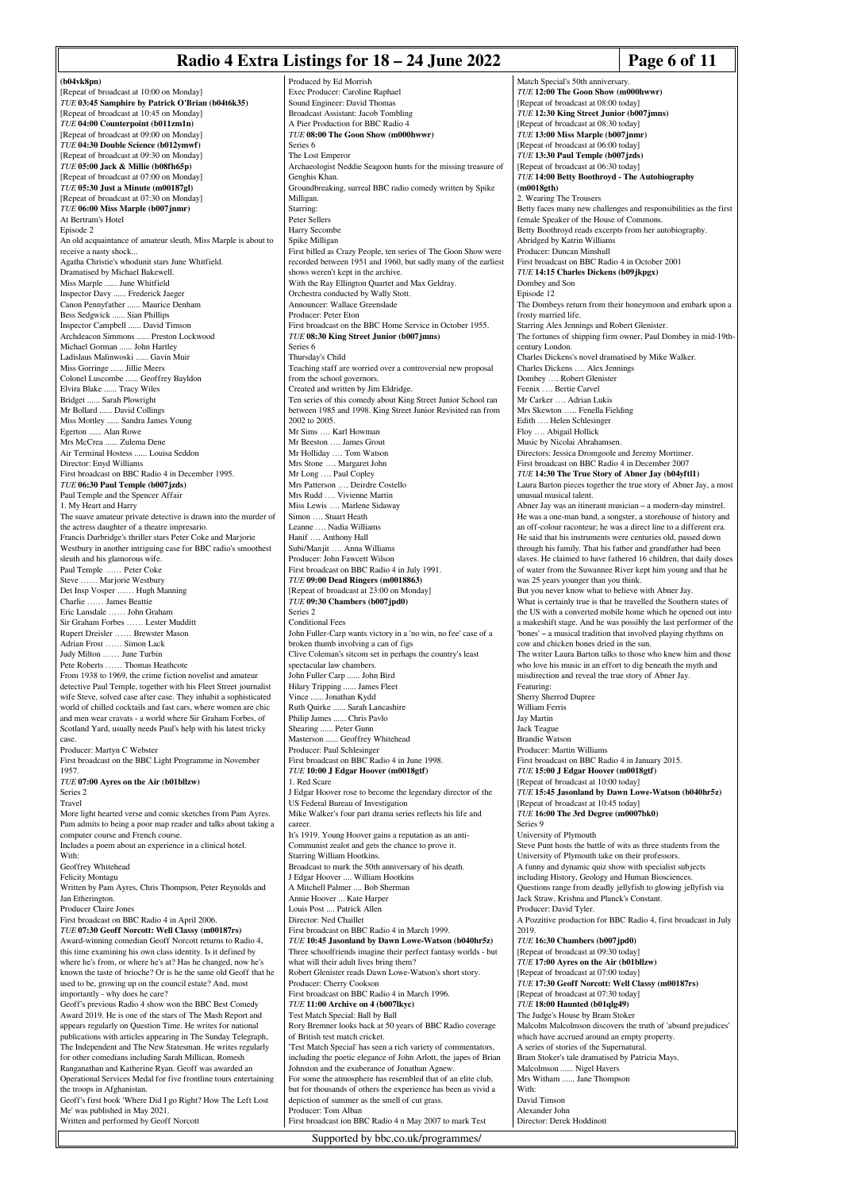(b04vk8pn)
[Repeat of broadcast at 10:00 on Monday]

*TUE* **03:45 Samphire by Patrick O'Brian (b04t6k35)**
[Repeat of broadcast at 10:45 on Monday]

*TUE* **04:00 Counterpoint (b011zm1n)**
[Repeat of broadcast at 09:00 on Monday]

*TUE* **04:30 Double Science (b012ymwf)**
[Repeat of broadcast at 09:30 on Monday]

*TUE* **05:00 Jack & Millie (b08fh65p)**
[Repeat of broadcast at 07:00 on Monday]

*TUE* **05:30 Just a Minute (m00187gl)**
[Repeat of broadcast at 07:30 on Monday]

*TUE* **06:00 Miss Marple (b007jnmr)**
At Bertram's Hotel
Episode 2
An old acquaintance of amateur sleuth, Miss Marple is about to receive a nasty shock...
Agatha Christie's whodunit stars June Whitfield.
Dramatised by Michael Bakewell.
Miss Marple ...... June Whitfield
Inspector Davy ...... Frederick Jaeger
Canon Pennyfather ...... Maurice Denham
Bess Sedgwick ...... Sian Phillips
Inspector Campbell ...... David Timson
Archdeacon Simmons ...... Preston Lockwood
Michael Gorman ...... John Hartley
Ladislaus Malinowski ...... Gavin Muir
Miss Gorringe ...... Jillie Meers
Colonel Luscombe ...... Geoffrey Bayldon
Elvira Blake ...... Tracy Wiles
Bridget ...... Sarah Plowright
Mr Bollard ...... David Collings
Miss Mottley ...... Sandra James Young
Egerton ...... Alan Rowe
Mrs McCrea ...... Zulema Dene
Air Terminal Hostess ...... Louisa Seddon
Director: Enyd Williams
First broadcast on BBC Radio 4 in December 1995.

*TUE* **06:30 Paul Temple (b007jzds)**
Paul Temple and the Spencer Affair
1. My Heart and Harry
The suave amateur private detective is drawn into the murder of the actress daughter of a theatre impresario.
Francis Durbridge's thriller stars Peter Coke and Marjorie Westbury in another intriguing case for BBC radio's smoothest sleuth and his glamorous wife.
Paul Temple …… Peter Coke
Steve …… Marjorie Westbury
Det Insp Vosper …… Hugh Manning
Charlie …… James Beattie
Eric Lansdale …… John Graham
Sir Graham Forbes …… Lester Mudditt
Rupert Dreisler …… Brewster Mason
Adrian Frost …… Simon Lack
Judy Milton …… June Turbin
Pete Roberts …… Thomas Heathcote
From 1938 to 1969, the crime fiction novelist and amateur detective Paul Temple, together with his Fleet Street journalist wife Steve, solved case after case. They inhabit a sophisticated world of chilled cocktails and fast cars, where women are chic and men wear cravats - a world where Sir Graham Forbes, of Scotland Yard, usually needs Paul's help with his latest tricky case.
Producer: Martyn C Webster
First broadcast on the BBC Light Programme in November 1957.

*TUE* **07:00 Ayres on the Air (b01bllzw)**
Series 2
Travel
More light hearted verse and comic sketches from Pam Ayres. Pam admits to being a poor map reader and talks about taking a computer course and French course.
Includes a poem about an experience in a clinical hotel.
With:
Geoffrey Whitehead
Felicity Montagu
Written by Pam Ayres, Chris Thompson, Peter Reynolds and Jan Etherington.
Producer Claire Jones
First broadcast on BBC Radio 4 in April 2006.

*TUE* **07:30 Geoff Norcott: Well Classy (m00187rs)**
Award-winning comedian Geoff Norcott returns to Radio 4, this time examining his own class identity. Is it defined by where he's from, or where he's at? Has he changed, now he's known the taste of brioche? Or is he the same old Geoff that he used to be, growing up on the council estate? And, most importantly - why does he care?
Geoff's previous Radio 4 show won the BBC Best Comedy Award 2019. He is one of the stars of The Mash Report and appears regularly on Question Time. He writes for national publications with articles appearing in The Sunday Telegraph, The Independent and The New Statesman. He writes regularly for other comedians including Sarah Millican, Romesh Ranganathan and Katherine Ryan. Geoff was awarded an Operational Services Medal for five frontline tours entertaining the troops in Afghanistan.
Geoff's first book 'Where Did I go Right? How The Left Lost Me' was published in May 2021.
Written and performed by Geoff Norcott
Produced by Ed Morrish
Exec Producer: Caroline Raphael
Sound Engineer: David Thomas
Broadcast Assistant: Jacob Tombling
A Pier Production for BBC Radio 4

*TUE* **08:00 The Goon Show (m000hwwr)**
Series 6
The Lost Emperor
Archaeologist Neddie Seagoon hunts for the missing treasure of Genghis Khan.
Groundbreaking, surreal BBC radio comedy written by Spike Milligan.
Starring:
Peter Sellers
Harry Secombe
Spike Milligan
First billed as Crazy People, ten series of The Goon Show were recorded between 1951 and 1960, but sadly many of the earliest shows weren't kept in the archive.
With the Ray Ellington Quartet and Max Geldray.
Orchestra conducted by Wally Stott.
Announcer: Wallace Greenslade
Producer: Peter Eton
First broadcast on the BBC Home Service in October 1955.

*TUE* **08:30 King Street Junior (b007jmns)**
Series 6
Thursday's Child
Teaching staff are worried over a controversial new proposal from the school governors.
Created and written by Jim Eldridge.
Ten series of this comedy about King Street Junior School ran between 1985 and 1998. King Street Junior Revisited ran from 2002 to 2005.
Mr Sims …. Karl Howman
Mr Beeston …. James Grout
Mr Holliday …. Tom Watson
Mrs Stone …. Margaret John
Mr Long …. Paul Copley
Mrs Patterson …. Deirdre Costello
Mrs Rudd …. Vivienne Martin
Miss Lewis …. Marlene Sidaway
Simon …. Stuart Heath
Leanne …. Nadia Williams
Hanif …. Anthony Hall
Subi/Manjit …. Anna Williams
Producer: John Fawcett Wilson
First broadcast on BBC Radio 4 in July 1991.

*TUE* **09:00 Dead Ringers (m0018863)**
[Repeat of broadcast at 23:00 on Monday]

*TUE* **09:30 Chambers (b007jpd0)**
Series 2
Conditional Fees
John Fuller-Carp wants victory in a 'no win, no fee' case of a broken thumb involving a can of figs
Clive Coleman's sitcom set in perhaps the country's least spectacular law chambers.
John Fuller Carp ...... John Bird
Hilary Tripping ...... James Fleet
Vince ...... Jonathan Kydd
Ruth Quirke ...... Sarah Lancashire
Philip James ...... Chris Pavlo
Shearing ...... Peter Gunn
Masterson ...... Geoffrey Whitehead
Producer: Paul Schlesinger
First broadcast on BBC Radio 4 in June 1998.

*TUE* **10:00 J Edgar Hoover (m0018gtf)**
1. Red Scare
J Edgar Hoover rose to become the legendary director of the US Federal Bureau of Investigation
Mike Walker's four part drama series reflects his life and career.
It's 1919. Young Hoover gains a reputation as an anti-Communist zealot and gets the chance to prove it.
Starring William Hootkins.
Broadcast to mark the 50th anniversary of his death.
J Edgar Hoover .... William Hootkins
A Mitchell Palmer .... Bob Sherman
Annie Hoover ... Kate Harper
Louis Post .... Patrick Allen
Director: Ned Chaillet
First broadcast on BBC Radio 4 in March 1999.

*TUE* **10:45 Jasonland by Dawn Lowe-Watson (b040hr5z)**
Three schoolfriends imagine their perfect fantasy worlds - but what will their adult lives bring them?
Robert Glenister reads Dawn Lowe-Watson's short story.
Producer: Cherry Cookson
First broadcast on BBC Radio 4 in March 1996.

*TUE* **11:00 Archive on 4 (b007lkyc)**
Test Match Special: Ball by Ball
Rory Bremner looks back at 50 years of BBC Radio coverage of British test match cricket.
'Test Match Special' has seen a rich variety of commentators, including the poetic elegance of John Arlott, the japes of Brian Johnston and the exuberance of Jonathan Agnew.
For some the atmosphere has resembled that of an elite club, but for thousands of others the experience has been as vivid a depiction of summer as the smell of cut grass.
Producer: Tom Alban
First broadcast ion BBC Radio 4 n May 2007 to mark Test Match Special's 50th anniversary.

*TUE* **12:00 The Goon Show (m000hwwr)**
[Repeat of broadcast at 08:00 today]

*TUE* **12:30 King Street Junior (b007jmns)**
[Repeat of broadcast at 08:30 today]

*TUE* **13:00 Miss Marple (b007jnmr)**
[Repeat of broadcast at 06:00 today]

*TUE* **13:30 Paul Temple (b007jzds)**
[Repeat of broadcast at 06:30 today]

*TUE* **14:00 Betty Boothroyd - The Autobiography (m0018gth)**
2. Wearing The Trousers
Betty faces many new challenges and responsibilities as the first female Speaker of the House of Commons.
Betty Boothroyd reads excerpts from her autobiography.
Abridged by Katrin Williams
Producer: Duncan Minshull
First broadcast on BBC Radio 4 in October 2001

*TUE* **14:15 Charles Dickens (b09jkpgx)**
Dombey and Son
Episode 12
The Dombeys return from their honeymoon and embark upon a frosty married life.
Starring Alex Jennings and Robert Glenister.
The fortunes of shipping firm owner, Paul Dombey in mid-19th-century London.
Charles Dickens's novel dramatised by Mike Walker.
Charles Dickens …. Alex Jennings
Dombey …. Robert Glenister
Feenix …. Bertie Carvel
Mr Carker …. Adrian Lukis
Mrs Skewton …. Fenella Fielding
Edith …. Helen Schlesinger
Floy …. Abigail Hollick
Music by Nicolai Abrahamsen.
Directors: Jessica Dromgoole and Jeremy Mortimer.
First broadcast on BBC Radio 4 in December 2007

*TUE* **14:30 The True Story of Abner Jay (b04yftl1)**
Laura Barton pieces together the true story of Abner Jay, a most unusual musical talent.
Abner Jay was an itinerant musician – a modern-day minstrel. He was a one-man band, a songster, a storehouse of history and an off-colour raconteur; he was a direct line to a different era. He said that his instruments were centuries old, passed down through his family. That his father and grandfather had been slaves. He claimed to have fathered 16 children, that daily doses of water from the Suwannee River kept him young and that he was 25 years younger than you think.
But you never know what to believe with Abner Jay.
What is certainly true is that he travelled the Southern states of the US with a converted mobile home which he opened out into a makeshift stage. And he was possibly the last performer of the 'bones' – a musical tradition that involved playing rhythms on cow and chicken bones dried in the sun.
The writer Laura Barton talks to those who knew him and those who love his music in an effort to dig beneath the myth and misdirection and reveal the true story of Abner Jay.
Featuring:
Sherry Sherrod Dupree
William Ferris
Jay Martin
Jack Teague
Brandie Watson
Producer: Martin Williams
First broadcast on BBC Radio 4 in January 2015.

*TUE* **15:00 J Edgar Hoover (m0018gtf)**
[Repeat of broadcast at 10:00 today]

*TUE* **15:45 Jasonland by Dawn Lowe-Watson (b040hr5z)**
[Repeat of broadcast at 10:45 today]

*TUE* **16:00 The 3rd Degree (m0007bk0)**
Series 9
University of Plymouth
Steve Punt hosts the battle of wits as three students from the University of Plymouth take on their professors.
A funny and dynamic quiz show with specialist subjects including History, Geology and Human Biosciences.
Questions range from deadly jellyfish to glowing jellyfish via Jack Straw, Krishna and Planck's Constant.
Producer: David Tyler.
A Pozzitive production for BBC Radio 4, first broadcast in July 2019.

*TUE* **16:30 Chambers (b007jpd0)**
[Repeat of broadcast at 09:30 today]

*TUE* **17:00 Ayres on the Air (b01bllzw)**
[Repeat of broadcast at 07:00 today]

*TUE* **17:30 Geoff Norcott: Well Classy (m00187rs)**
[Repeat of broadcast at 07:30 today]

*TUE* **18:00 Haunted (b01qlg49)**
The Judge's House by Bram Stoker
Malcolm Malcolmson discovers the truth of 'absurd prejudices' which have accrued around an empty property.
A series of stories of the Supernatural.
Bram Stoker's tale dramatised by Patricia Mays.
Malcolmson ...... Nigel Havers
Mrs Witham ...... Jane Thompson
With:
David Timson
Alexander John
Director: Derek Hoddinott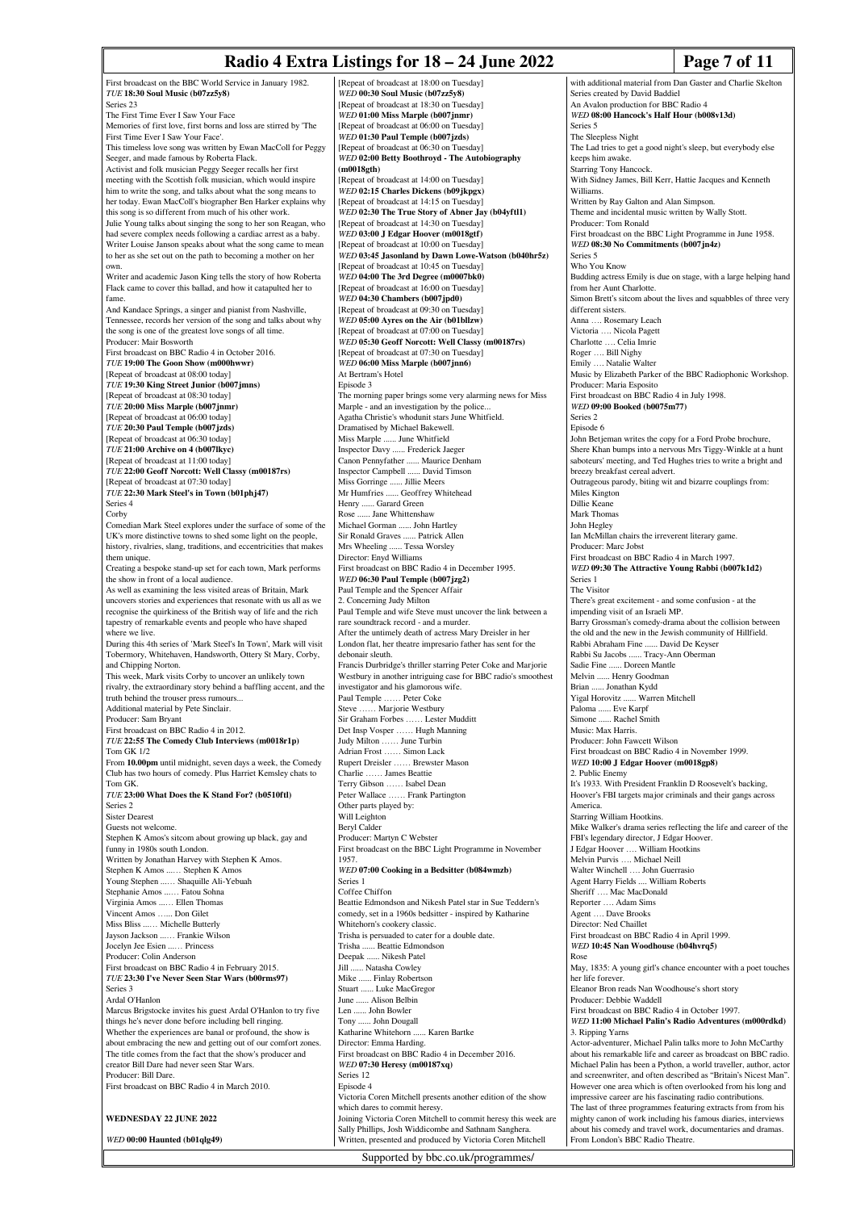First broadcast on the BBC World Service in January 1982.

*TUE* **18:30 Soul Music (b07zz5y8)**

Series 23

The First Time Ever I Saw Your Face

Memories of first love, first borns and loss are stirred by 'The First Time Ever I Saw Your Face'.

This timeless love song was written by Ewan MacColl for Peggy Seeger, and made famous by Roberta Flack.

Activist and folk musician Peggy Seeger recalls her first meeting with the Scottish folk musician, which would inspire him to write the song, and talks about what the song means to her today. Ewan MacColl's biographer Ben Harker explains why this song is so different from much of his other work.

Julie Young talks about singing the song to her son Reagan, who had severe complex needs following a cardiac arrest as a baby. Writer Louise Janson speaks about what the song came to mean to her as she set out on the path to becoming a mother on her own.

Writer and academic Jason King tells the story of how Roberta Flack came to cover this ballad, and how it catapulted her to fame.

And Kandace Springs, a singer and pianist from Nashville, Tennessee, records her version of the song and talks about why the song is one of the greatest love songs of all time.

Producer: Mair Bosworth

First broadcast on BBC Radio 4 in October 2016.

*TUE* **19:00 The Goon Show (m000hwwr)**

[Repeat of broadcast at 08:00 today]

*TUE* **19:30 King Street Junior (b007jmns)**

[Repeat of broadcast at 08:30 today]

*TUE* **20:00 Miss Marple (b007jnmr)**

[Repeat of broadcast at 06:00 today]

*TUE* **20:30 Paul Temple (b007jzds)**

[Repeat of broadcast at 06:30 today]

*TUE* **21:00 Archive on 4 (b007lkyc)**

[Repeat of broadcast at 11:00 today]

*TUE* **22:00 Geoff Norcott: Well Classy (m00187rs)**

[Repeat of broadcast at 07:30 today]

*TUE* **22:30 Mark Steel's in Town (b01phj47)**

Series 4

Corby

Comedian Mark Steel explores under the surface of some of the UK's more distinctive towns to shed some light on the people, history, rivalries, slang, traditions, and eccentricities that makes them unique.

Creating a bespoke stand-up set for each town, Mark performs the show in front of a local audience.

As well as examining the less visited areas of Britain, Mark uncovers stories and experiences that resonate with us all as we recognise the quirkiness of the British way of life and the rich tapestry of remarkable events and people who have shaped where we live.

During this 4th series of 'Mark Steel's In Town', Mark will visit Tobermory, Whitehaven, Handsworth, Ottery St Mary, Corby, and Chipping Norton.

This week, Mark visits Corby to uncover an unlikely town rivalry, the extraordinary story behind a baffling accent, and the truth behind the trouser press rumours...

Additional material by Pete Sinclair.

Producer: Sam Bryant

First broadcast on BBC Radio 4 in 2012.

*TUE* **22:55 The Comedy Club Interviews (m0018r1p)**

Tom GK 1/2

From **10.00pm** until midnight, seven days a week, the Comedy Club has two hours of comedy. Plus Harriet Kemsley chats to Tom GK.

*TUE* **23:00 What Does the K Stand For? (b0510ftl)**

Series 2

Sister Dearest

Guests not welcome.

Stephen K Amos's sitcom about growing up black, gay and funny in 1980s south London.

Written by Jonathan Harvey with Stephen K Amos.

Stephen K Amos ...… Stephen K Amos

Young Stephen ...… Shaquille Ali-Yebuah

Stephanie Amos ...… Fatou Sohna

Virginia Amos ...… Ellen Thomas

Vincent Amos ...… Don Gilet

Miss Bliss ...… Michelle Butterly

Jayson Jackson ...… Frankie Wilson

Jocelyn Jee Esien ...… Princess

Producer: Colin Anderson

First broadcast on BBC Radio 4 in February 2015.

*TUE* **23:30 I've Never Seen Star Wars (b00rms97)**

Series 3

Ardal O'Hanlon

Marcus Brigstocke invites his guest Ardal O'Hanlon to try five things he's never done before including bell ringing.

Whether the experiences are banal or profound, the show is about embracing the new and getting out of our comfort zones.

The title comes from the fact that the show's producer and creator Bill Dare had never seen Star Wars.

Producer: Bill Dare.

First broadcast on BBC Radio 4 in March 2010.

## WEDNESDAY 22 JUNE 2022

*WED* **00:00 Haunted (b01qlg49)**

[Repeat of broadcast at 18:00 on Tuesday]

*WED* **00:30 Soul Music (b07zz5y8)**

[Repeat of broadcast at 18:30 on Tuesday]

*WED* **01:00 Miss Marple (b007jnmr)**

[Repeat of broadcast at 06:00 on Tuesday]

*WED* **01:30 Paul Temple (b007jzds)**

[Repeat of broadcast at 06:30 on Tuesday]

*WED* **02:00 Betty Boothroyd - The Autobiography (m0018gth)**

[Repeat of broadcast at 14:00 on Tuesday]

*WED* **02:15 Charles Dickens (b09jkpgx)**

[Repeat of broadcast at 14:15 on Tuesday]

*WED* **02:30 The True Story of Abner Jay (b04yftl1)**

[Repeat of broadcast at 14:30 on Tuesday]

*WED* **03:00 J Edgar Hoover (m0018gtf)**

[Repeat of broadcast at 10:00 on Tuesday]

*WED* **03:45 Jasonland by Dawn Lowe-Watson (b040hr5z)**

[Repeat of broadcast at 10:45 on Tuesday]

*WED* **04:00 The 3rd Degree (m0007bk0)**

[Repeat of broadcast at 16:00 on Tuesday]

*WED* **04:30 Chambers (b007jpd0)**

[Repeat of broadcast at 09:30 on Tuesday]

*WED* **05:00 Ayres on the Air (b01bllzw)**

[Repeat of broadcast at 07:00 on Tuesday]

*WED* **05:30 Geoff Norcott: Well Classy (m00187rs)**

[Repeat of broadcast at 07:30 on Tuesday]

*WED* **06:00 Miss Marple (b007jnn6)**

At Bertram's Hotel

Episode 3

The morning paper brings some very alarming news for Miss Marple - and an investigation by the police...

Agatha Christie's whodunit stars June Whitfield.

Dramatised by Michael Bakewell.

Miss Marple ...... June Whitfield

Inspector Davy ...... Frederick Jaeger

Canon Pennyfather ...... Maurice Denham

Inspector Campbell ...... David Timson

Miss Gorringe ...... Jillie Meers

Mr Humfries ...... Geoffrey Whitehead

Henry ...... Garard Green

Rose ...... Jane Whittenshaw

Michael Gorman ...... John Hartley

Sir Ronald Graves ...... Patrick Allen

Mrs Wheeling ...... Tessa Worsley

Director: Enyd Williams

First broadcast on BBC Radio 4 in December 1995.

*WED* **06:30 Paul Temple (b007jzg2)**

Paul Temple and the Spencer Affair

2. Concerning Judy Milton

Paul Temple and wife Steve must uncover the link between a rare soundtrack record - and a murder.

After the untimely death of actress Mary Dreisler in her London flat, her theatre impresario father has sent for the debonair sleuth.

Francis Durbridge's thriller starring Peter Coke and Marjorie Westbury in another intriguing case for BBC radio's smoothest investigator and his glamorous wife.

Paul Temple …… Peter Coke

Steve …… Marjorie Westbury

Sir Graham Forbes …… Lester Mudditt

Det Insp Vosper …… Hugh Manning

Judy Milton …… June Turbin

Adrian Frost …… Simon Lack

Rupert Dreisler …… Brewster Mason

Charlie …… James Beattie

Terry Gibson …… Isabel Dean

Peter Wallace …… Frank Partington

Other parts played by:

Will Leighton

Beryl Calder

Producer: Martyn C Webster

First broadcast on the BBC Light Programme in November 1957.

*WED* **07:00 Cooking in a Bedsitter (b084wmzb)**

Series 1

Coffee Chiffon

Beattie Edmondson and Nikesh Patel star in Sue Teddern's comedy, set in a 1960s bedsitter - inspired by Katharine Whitehorn's cookery classic.

Trisha is persuaded to cater for a double date.

Trisha ...... Beattie Edmondson

Deepak ...... Nikesh Patel

Jill ...... Natasha Cowley

Mike ...... Finlay Robertson

Stuart ...... Luke MacGregor

June ...... Alison Belbin

Len ...... John Bowler

Tony ...... John Dougall

Katharine Whitehorn ...... Karen Bartke

Director: Emma Harding.

First broadcast on BBC Radio 4 in December 2016.

*WED* **07:30 Heresy (m00187xq)**

Series 12

Episode 4

Victoria Coren Mitchell presents another edition of the show which dares to commit heresy.

Joining Victoria Coren Mitchell to commit heresy this week are Sally Phillips, Josh Widdicombe and Sathnam Sanghera.

Written, presented and produced by Victoria Coren Mitchell with additional material from Dan Gaster and Charlie Skelton

Series created by David Baddiel

An Avalon production for BBC Radio 4

*WED* **08:00 Hancock's Half Hour (b008v13d)**

Series 5

The Sleepless Night

The Lad tries to get a good night's sleep, but everybody else keeps him awake.

Starring Tony Hancock.

With Sidney James, Bill Kerr, Hattie Jacques and Kenneth Williams.

Written by Ray Galton and Alan Simpson.

Theme and incidental music written by Wally Stott.

Producer: Tom Ronald

First broadcast on the BBC Light Programme in June 1958.

*WED* **08:30 No Commitments (b007jn4z)**

Series 5

Who You Know

Budding actress Emily is due on stage, with a large helping hand from her Aunt Charlotte.

Simon Brett's sitcom about the lives and squabbles of three very different sisters.

Anna …. Rosemary Leach

Victoria …. Nicola Pagett

Charlotte …. Celia Imrie

Roger …. Bill Nighy

Emily …. Natalie Walter

Music by Elizabeth Parker of the BBC Radiophonic Workshop.

Producer: Maria Esposito

First broadcast on BBC Radio 4 in July 1998.

*WED* **09:00 Booked (b0075m77)**

Series 2

Episode 6

John Betjeman writes the copy for a Ford Probe brochure, Shere Khan bumps into a nervous Mrs Tiggy-Winkle at a hunt saboteurs' meeting, and Ted Hughes tries to write a bright and breezy breakfast cereal advert.

Outrageous parody, biting wit and bizarre couplings from:

Miles Kington

Dillie Keane

Mark Thomas

John Hegley

Ian McMillan chairs the irreverent literary game.

Producer: Marc Jobst

First broadcast on BBC Radio 4 in March 1997.

*WED* **09:30 The Attractive Young Rabbi (b007k1d2)**

Series 1

The Visitor

There's great excitement - and some confusion - at the impending visit of an Israeli MP.

Barry Grossman's comedy-drama about the collision between the old and the new in the Jewish community of Hillfield.

Rabbi Abraham Fine ...... David De Keyser

Rabbi Su Jacobs ...... Tracy-Ann Oberman

Sadie Fine ...... Doreen Mantle

Melvin ...... Henry Goodman

Brian ...... Jonathan Kydd

Yigal Horovitz ...... Warren Mitchell

Paloma ...... Eve Karpf

Simone ...... Rachel Smith

Music: Max Harris.

Producer: John Fawcett Wilson

First broadcast on BBC Radio 4 in November 1999.

*WED* **10:00 J Edgar Hoover (m0018gp8)**

2. Public Enemy

It's 1933. With President Franklin D Roosevelt's backing, Hoover's FBI targets major criminals and their gangs across America.

Starring William Hootkins.

Mike Walker's drama series reflecting the life and career of the FBI's legendary director, J Edgar Hoover.

J Edgar Hoover …. William Hootkins

Melvin Purvis …. Michael Neill

Walter Winchell …. John Guerrasio

Agent Harry Fields …. William Roberts

Sheriff …. Mac MacDonald

Reporter …. Adam Sims

Agent …. Dave Brooks

Director: Ned Chaillet

First broadcast on BBC Radio 4 in April 1999.

*WED* **10:45 Nan Woodhouse (b04hvrq5)**

Rose

May, 1835: A young girl's chance encounter with a poet touches her life forever.

Eleanor Bron reads Nan Woodhouse's short story

Producer: Debbie Waddell

First broadcast on BBC Radio 4 in October 1997.

*WED* **11:00 Michael Palin's Radio Adventures (m000rdkd)**

3. Ripping Yarns

Actor-adventurer, Michael Palin talks more to John McCarthy about his remarkable life and career as broadcast on BBC radio. Michael Palin has been a Python, a world traveller, author, actor and screenwriter, and often described as "Britain's Nicest Man". However one area which is often overlooked from his long and impressive career are his fascinating radio contributions.

The last of three programmes featuring extracts from his mighty canon of work including his famous diaries, interviews about his comedy and travel work, documentaries and dramas. From London's BBC Radio Theatre.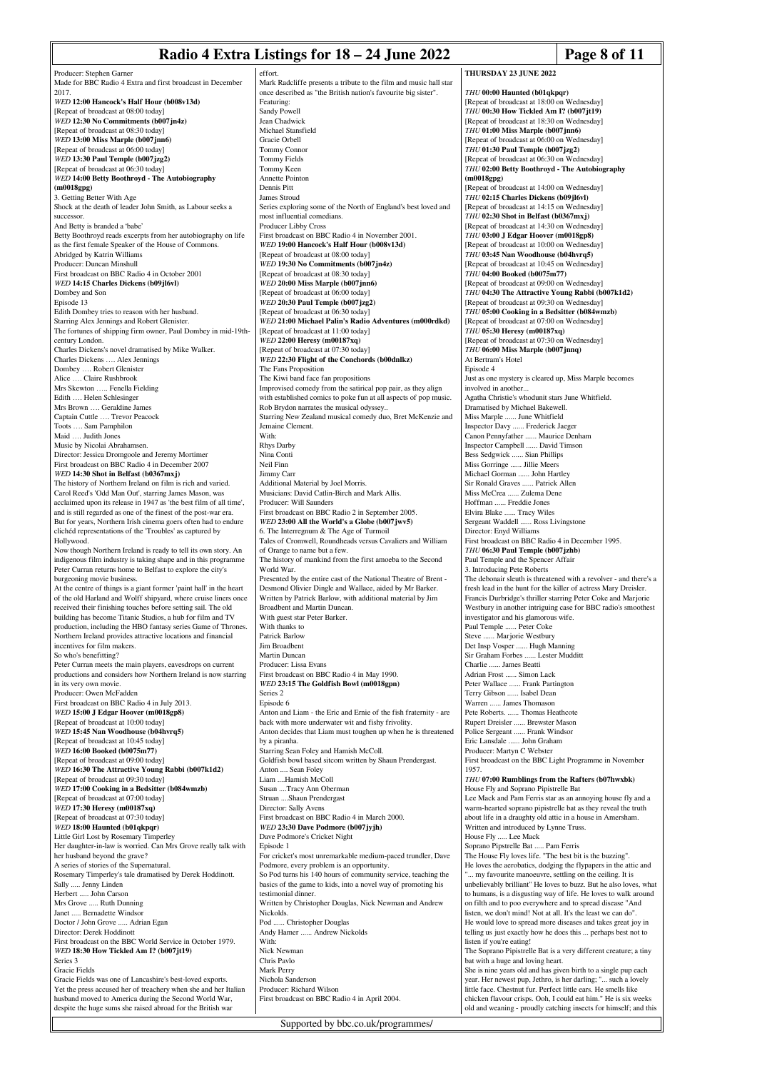Producer: Stephen Garner
Made for BBC Radio 4 Extra and first broadcast in December 2017.

***WED* 12:00 Hancock's Half Hour (b008v13d)**
[Repeat of broadcast at 08:00 today]

***WED* 12:30 No Commitments (b007jn4z)**
[Repeat of broadcast at 08:30 today]

***WED* 13:00 Miss Marple (b007jnn6)**
[Repeat of broadcast at 06:00 today]

***WED* 13:30 Paul Temple (b007jzg2)**
[Repeat of broadcast at 06:30 today]

***WED* 14:00 Betty Boothroyd - The Autobiography (m0018gpg)**
3. Getting Better With Age
Shock at the death of leader John Smith, as Labour seeks a successor.
And Betty is branded a 'babe'
Betty Boothroyd reads excerpts from her autobiography on life as the first female Speaker of the House of Commons.
Abridged by Katrin Williams
Producer: Duncan Minshull
First broadcast on BBC Radio 4 in October 2001

***WED* 14:15 Charles Dickens (b09jl6vl)**
Dombey and Son
Episode 13
Edith Dombey tries to reason with her husband.
Starring Alex Jennings and Robert Glenister.
The fortunes of shipping firm owner, Paul Dombey in mid-19th-century London.
Charles Dickens's novel dramatised by Mike Walker.
Charles Dickens …. Alex Jennings
Dombey …. Robert Glenister
Alice …. Claire Rushbrook
Mrs Skewton ….. Fenella Fielding
Edith …. Helen Schlesinger
Mrs Brown …. Geraldine James
Captain Cuttle …. Trevor Peacock
Toots …. Sam Pamphilon
Maid …. Judith Jones
Music by Nicolai Abrahamsen.
Director: Jessica Dromgoole and Jeremy Mortimer
First broadcast on BBC Radio 4 in December 2007

***WED* 14:30 Shot in Belfast (b0367mxj)**
The history of Northern Ireland on film is rich and varied.
Carol Reed's 'Odd Man Out', starring James Mason, was acclaimed upon its release in 1947 as 'the best film of all time', and is still regarded as one of the finest of the post-war era.
But for years, Northern Irish cinema goers often had to endure clichéd representations of the 'Troubles' as captured by Hollywood.
Now though Northern Ireland is ready to tell its own story. An indigenous film industry is taking shape and in this programme Peter Curran returns home to Belfast to explore the city's burgeoning movie business.
At the centre of things is a giant former 'paint hall' in the heart of the old Harland and Wolff shipyard, where cruise liners once received their finishing touches before setting sail. The old building has become Titanic Studios, a hub for film and TV production, including the HBO fantasy series Game of Thrones. Northern Ireland provides attractive locations and financial incentives for film makers.
So who's benefitting?
Peter Curran meets the main players, eavesdrops on current productions and considers how Northern Ireland is now starring in its very own movie.
Producer: Owen McFadden
First broadcast on BBC Radio 4 in July 2013.

***WED* 15:00 J Edgar Hoover (m0018gp8)**
[Repeat of broadcast at 10:00 today]

***WED* 15:45 Nan Woodhouse (b04hvrq5)**
[Repeat of broadcast at 10:45 today]

***WED* 16:00 Booked (b0075m77)**
[Repeat of broadcast at 09:00 today]

***WED* 16:30 The Attractive Young Rabbi (b007k1d2)**
[Repeat of broadcast at 09:30 today]

***WED* 17:00 Cooking in a Bedsitter (b084wmzb)**
[Repeat of broadcast at 07:00 today]

***WED* 17:30 Heresy (m00187xq)**
[Repeat of broadcast at 07:30 today]

***WED* 18:00 Haunted (b01qkpqr)**
Little Girl Lost by Rosemary Timperley
Her daughter-in-law is worried. Can Mrs Grove really talk with her husband beyond the grave?
A series of stories of the Supernatural.
Rosemary Timperley's tale dramatised by Derek Hoddinott.
Sally ..... Jenny Linden
Herbert ..... John Carson
Mrs Grove ..... Ruth Dunning
Janet ..... Bernadette Windsor
Doctor / John Grove ..... Adrian Egan
Director: Derek Hoddinott
First broadcast on the BBC World Service in October 1979.

***WED* 18:30 How Tickled Am I? (b007jt19)**
Series 3
Gracie Fields
Gracie Fields was one of Lancashire's best-loved exports.
Yet the press accused her of treachery when she and her Italian husband moved to America during the Second World War, despite the huge sums she raised abroad for the British war effort.
Mark Radcliffe presents a tribute to the film and music hall star once described as "the British nation's favourite big sister".
Featuring:
Sandy Powell
Jean Chadwick
Michael Stansfield
Gracie Orbell
Tommy Connor
Tommy Fields
Tommy Keen
Annette Pointon
Dennis Pitt
James Stroud
Series exploring some of the North of England's best loved and most influential comedians.
Producer Libby Cross
First broadcast on BBC Radio 4 in November 2001.

***WED* 19:00 Hancock's Half Hour (b008v13d)**
[Repeat of broadcast at 08:00 today]

***WED* 19:30 No Commitments (b007jn4z)**
[Repeat of broadcast at 08:30 today]

***WED* 20:00 Miss Marple (b007jnn6)**
[Repeat of broadcast at 06:00 today]

***WED* 20:30 Paul Temple (b007jzg2)**
[Repeat of broadcast at 06:30 today]

***WED* 21:00 Michael Palin's Radio Adventures (m000rdkd)**
[Repeat of broadcast at 11:00 today]

***WED* 22:00 Heresy (m00187xq)**
[Repeat of broadcast at 07:30 today]

***WED* 22:30 Flight of the Conchords (b00dnlkz)**
The Fans Proposition
The Kiwi band face fan propositions
Improvised comedy from the satirical pop pair, as they align with established comics to poke fun at all aspects of pop music.
Rob Brydon narrates the musical odyssey..
Starring New Zealand musical comedy duo, Bret McKenzie and Jemaine Clement.
With:
Rhys Darby
Nina Conti
Neil Finn
Jimmy Carr
Additional Material by Joel Morris.
Musicians: David Catlin-Birch and Mark Allis.
Producer: Will Saunders
First broadcast on BBC Radio 2 in September 2005.

***WED* 23:00 All the World's a Globe (b007jwv5)**
6. The Interregnum & The Age of Turmoil
Tales of Cromwell, Roundheads versus Cavaliers and William of Orange to name but a few.
The history of mankind from the first amoeba to the Second World War.
Presented by the entire cast of the National Theatre of Brent - Desmond Olivier Dingle and Wallace, aided by Mr Barker.
Written by Patrick Barlow, with additional material by Jim Broadbent and Martin Duncan.
With guest star Peter Barker.
With thanks to
Patrick Barlow
Jim Broadbent
Martin Duncan
Producer: Lissa Evans
First broadcast on BBC Radio 4 in May 1990.

***WED* 23:15 The Goldfish Bowl (m0018gpn)**
Series 2
Episode 6
Anton and Liam - the Eric and Ernie of the fish fraternity - are back with more underwater wit and fishy frivolity.
Anton decides that Liam must toughen up when he is threatened by a piranha.
Starring Sean Foley and Hamish McColl.
Goldfish bowl based sitcom written by Shaun Prendergast.
Anton .... Sean Foley
Liam ....Hamish McColl
Susan ....Tracy Ann Oberman
Struan ....Shaun Prendergast
Director: Sally Avens
First broadcast on BBC Radio 4 in March 2000.

***WED* 23:30 Dave Podmore (b007jyjh)**
Dave Podmore's Cricket Night
Episode 1
For cricket's most unremarkable medium-paced trundler, Dave Podmore, every problem is an opportunity.
So Pod turns his 140 hours of community service, teaching the basics of the game to kids, into a novel way of promoting his testimonial dinner.
Written by Christopher Douglas, Nick Newman and Andrew Nickolds.
Pod ...... Christopher Douglas
Andy Hamer ...... Andrew Nickolds
With:
Nick Newman
Chris Pavlo
Mark Perry
Nichola Sanderson
Producer: Richard Wilson
First broadcast on BBC Radio 4 in April 2004.

## THURSDAY 23 JUNE 2022

***THU* 00:00 Haunted (b01qkpqr)**
[Repeat of broadcast at 18:00 on Wednesday]

***THU* 00:30 How Tickled Am I? (b007jt19)**
[Repeat of broadcast at 18:30 on Wednesday]

***THU* 01:00 Miss Marple (b007jnn6)**
[Repeat of broadcast at 06:00 on Wednesday]

***THU* 01:30 Paul Temple (b007jzg2)**
[Repeat of broadcast at 06:30 on Wednesday]

***THU* 02:00 Betty Boothroyd - The Autobiography (m0018gpg)**
[Repeat of broadcast at 14:00 on Wednesday]

***THU* 02:15 Charles Dickens (b09jl6vl)**
[Repeat of broadcast at 14:15 on Wednesday]

***THU* 02:30 Shot in Belfast (b0367mxj)**
[Repeat of broadcast at 14:30 on Wednesday]

***THU* 03:00 J Edgar Hoover (m0018gp8)**
[Repeat of broadcast at 10:00 on Wednesday]

***THU* 03:45 Nan Woodhouse (b04hvrq5)**
[Repeat of broadcast at 10:45 on Wednesday]

***THU* 04:00 Booked (b0075m77)**
[Repeat of broadcast at 09:00 on Wednesday]

***THU* 04:30 The Attractive Young Rabbi (b007k1d2)**
[Repeat of broadcast at 09:30 on Wednesday]

***THU* 05:00 Cooking in a Bedsitter (b084wmzb)**
[Repeat of broadcast at 07:00 on Wednesday]

***THU* 05:30 Heresy (m00187xq)**
[Repeat of broadcast at 07:30 on Wednesday]

***THU* 06:00 Miss Marple (b007jnnq)**
At Bertram's Hotel
Episode 4
Just as one mystery is cleared up, Miss Marple becomes involved in another...
Agatha Christie's whodunit stars June Whitfield.
Dramatised by Michael Bakewell.
Miss Marple ...... June Whitfield
Inspector Davy ...... Frederick Jaeger
Canon Pennyfather ...... Maurice Denham
Inspector Campbell ...... David Timson
Bess Sedgwick ...... Sian Phillips
Miss Gorringe ...... Jillie Meers
Michael Gorman ...... John Hartley
Sir Ronald Graves ...... Patrick Allen
Miss McCrea ...... Zulema Dene
Hoffman ...... Freddie Jones
Elvira Blake ...... Tracy Wiles
Sergeant Waddell ...... Ross Livingstone
Director: Enyd Williams
First broadcast on BBC Radio 4 in December 1995.

***THU* 06:30 Paul Temple (b007jzhb)**
Paul Temple and the Spencer Affair
3. Introducing Pete Roberts
The debonair sleuth is threatened with a revolver - and there's a fresh lead in the hunt for the killer of actress Mary Dreisler.
Francis Durbridge's thriller starring Peter Coke and Marjorie Westbury in another intriguing case for BBC radio's smoothest investigator and his glamorous wife.
Paul Temple ...... Peter Coke
Steve ...... Marjorie Westbury
Det Insp Vosper ...... Hugh Manning
Sir Graham Forbes ...... Lester Mudditt
Charlie ...... James Beatti
Adrian Frost ...... Simon Lack
Peter Wallace ...... Frank Partington
Terry Gibson ...... Isabel Dean
Warren ...... James Thomason
Pete Roberts. ...... Thomas Heathcote
Rupert Dreisler ...... Brewster Mason
Police Sergeant ...... Frank Windsor
Eric Lansdale ...... John Graham
Producer: Martyn C Webster
First broadcast on the BBC Light Programme in November 1957.

***THU* 07:00 Rumblings from the Rafters (b07hwxbk)**
House Fly and Soprano Pipistrelle Bat
Lee Mack and Pam Ferris star as an annoying house fly and a warm-hearted soprano pipistrelle bat as they reveal the truth about life in a draughty old attic in a house in Amersham.
Written and introduced by Lynne Truss.
House Fly ..... Lee Mack
Soprano Pipstrelle Bat ..... Pam Ferris
The House Fly loves life. "The best bit is the buzzing".
He loves the aerobatics, dodging the flypapers in the attic and "... my favourite manoeuvre, settling on the ceiling. It is unbelievably brilliant" He loves to buzz. But he also loves, what to humans, is a disgusting way of life. He loves to walk around on filth and to poo everywhere and to spread disease "And listen, we don't mind! Not at all. It's the least we can do".
He would love to spread more diseases and takes great joy in telling us just exactly how he does this ... perhaps best not to listen if you're eating!
The Soprano Pipistrelle Bat is a very different creature; a tiny bat with a huge and loving heart.
She is nine years old and has given birth to a single pup each year. Her newest pup, Jethro, is her darling; "... such a lovely little face. Chestnut fur. Perfect little ears. He smells like chicken flavour crisps. Ooh, I could eat him." He is six weeks old and weaning - proudly catching insects for himself; and this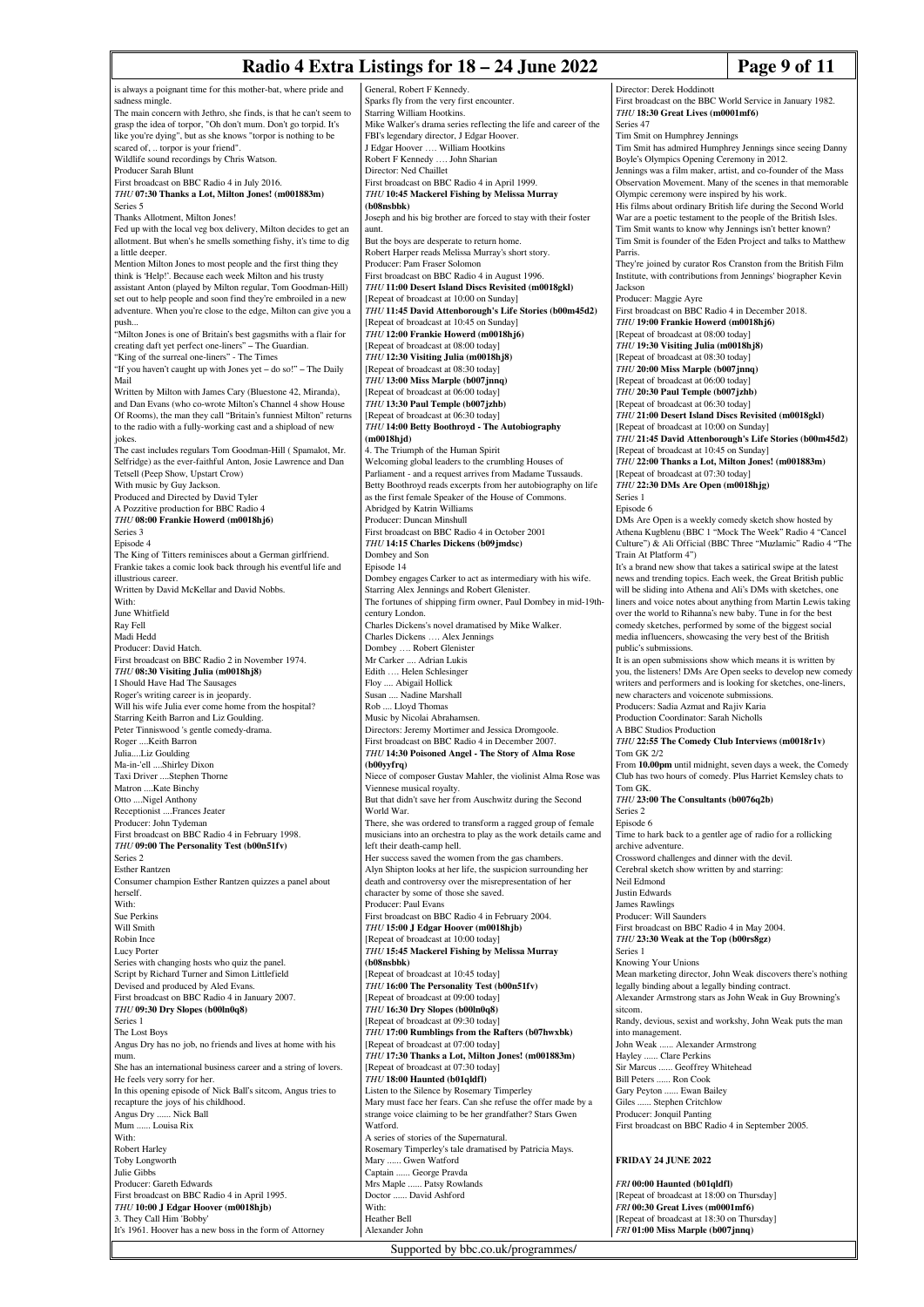is always a poignant time for this mother-bat, where pride and sadness mingle.

The main concern with Jethro, she finds, is that he can't seem to grasp the idea of torpor, "Oh don't mum. Don't go torpid. It's like you're dying", but as she knows "torpor is nothing to be scared of, .. torpor is your friend".

Wildlife sound recordings by Chris Watson.

Producer Sarah Blunt

First broadcast on BBC Radio 4 in July 2016.

*THU* **07:30 Thanks a Lot, Milton Jones! (m001883m)**

Series 5

Thanks Allotment, Milton Jones!

Fed up with the local veg box delivery, Milton decides to get an allotment. But when's he smells something fishy, it's time to dig a little deeper.

Mention Milton Jones to most people and the first thing they think is 'Help!'. Because each week Milton and his trusty assistant Anton (played by Milton regular, Tom Goodman-Hill) set out to help people and soon find they're embroiled in a new adventure. When you're close to the edge, Milton can give you a push...

"Milton Jones is one of Britain's best gagsmiths with a flair for creating daft yet perfect one-liners" – The Guardian.

"King of the surreal one-liners" - The Times

"If you haven't caught up with Jones yet – do so!" – The Daily Mail

Written by Milton with James Cary (Bluestone 42, Miranda), and Dan Evans (who co-wrote Milton's Channel 4 show House Of Rooms), the man they call "Britain's funniest Milton" returns to the radio with a fully-working cast and a shipload of new jokes.

The cast includes regulars Tom Goodman-Hill ( Spamalot, Mr. Selfridge) as the ever-faithful Anton, Josie Lawrence and Dan Tetsell (Peep Show, Upstart Crow)

With music by Guy Jackson.

Produced and Directed by David Tyler

A Pozzitive production for BBC Radio 4

*THU* **08:00 Frankie Howerd (m0018hj6)**

Series 3

Episode 4

The King of Titters reminisces about a German girlfriend.

Frankie takes a comic look back through his eventful life and illustrious career.

Written by David McKellar and David Nobbs.

With:

June Whitfield

Ray Fell

Madi Hedd

Producer: David Hatch.

First broadcast on BBC Radio 2 in November 1974.

*THU* **08:30 Visiting Julia (m0018hj8)**

I Should Have Had The Sausages

Roger's writing career is in jeopardy.

Will his wife Julia ever come home from the hospital?

Starring Keith Barron and Liz Goulding.

Peter Tinniswood 's gentle comedy-drama.

Roger ....Keith Barron

Julia....Liz Goulding

Ma-in-'ell ....Shirley Dixon

Taxi Driver ....Stephen Thorne

Matron ....Kate Binchy

Otto ....Nigel Anthony

Receptionist ....Frances Jeater

Producer: John Tydeman

First broadcast on BBC Radio 4 in February 1998.

*THU* **09:00 The Personality Test (b00n51fv)**

Series 2

Esther Rantzen

Consumer champion Esther Rantzen quizzes a panel about herself.

With:

Sue Perkins

Will Smith

Robin Ince

Lucy Porter

Series with changing hosts who quiz the panel.

Script by Richard Turner and Simon Littlefield

Devised and produced by Aled Evans.

First broadcast on BBC Radio 4 in January 2007.

*THU* **09:30 Dry Slopes (b00ln0q8)**

Series 1

The Lost Boys

Angus Dry has no job, no friends and lives at home with his mum.

She has an international business career and a string of lovers. He feels very sorry for her.

In this opening episode of Nick Ball's sitcom, Angus tries to recapture the joys of his childhood.

Angus Dry ...... Nick Ball

Mum ...... Louisa Rix

With:

Robert Harley

Toby Longworth

Julie Gibbs

Producer: Gareth Edwards

First broadcast on BBC Radio 4 in April 1995.

*THU* **10:00 J Edgar Hoover (m0018hjb)**

3. 'They Call Him 'Bobby'

It's 1961. Hoover has a new boss in the form of Attorney General, Robert F Kennedy.

Sparks fly from the very first encounter.

Starring William Hootkins.

Mike Walker's drama series reflecting the life and career of the FBI's legendary director, J Edgar Hoover.

J Edgar Hoover …. William Hootkins

Robert F Kennedy …. John Sharian

Director: Ned Chaillet

First broadcast on BBC Radio 4 in April 1999.

*THU* **10:45 Mackerel Fishing by Melissa Murray (b08nsbbk)**

Joseph and his big brother are forced to stay with their foster aunt.

But the boys are desperate to return home.

Robert Harper reads Melissa Murray's short story.

Producer: Pam Fraser Solomon

First broadcast on BBC Radio 4 in August 1996.

*THU* **11:00 Desert Island Discs Revisited (m0018gkl)**

[Repeat of broadcast at 10:00 on Sunday]

*THU* **11:45 David Attenborough's Life Stories (b00m45d2)**

[Repeat of broadcast at 10:45 on Sunday]

*THU* **12:00 Frankie Howerd (m0018hj6)**

[Repeat of broadcast at 08:00 today]

*THU* **12:30 Visiting Julia (m0018hj8)**

[Repeat of broadcast at 08:30 today]

*THU* **13:00 Miss Marple (b007jnnq)**

[Repeat of broadcast at 06:00 today]

*THU* **13:30 Paul Temple (b007jzhb)**

[Repeat of broadcast at 06:30 today]

*THU* **14:00 Betty Boothroyd - The Autobiography (m0018hjd)**

4. The Triumph of the Human Spirit

Welcoming global leaders to the crumbling Houses of Parliament - and a request arrives from Madame Tussauds.

Betty Boothroyd reads excerpts from her autobiography on life as the first female Speaker of the House of Commons.

Abridged by Katrin Williams

Producer: Duncan Minshull

First broadcast on BBC Radio 4 in October 2001

*THU* **14:15 Charles Dickens (b09jmdsc)**

Dombey and Son

Episode 14

Dombey engages Carker to act as intermediary with his wife.

Starring Alex Jennings and Robert Glenister.

The fortunes of shipping firm owner, Paul Dombey in mid-19th-century London.

Charles Dickens's novel dramatised by Mike Walker.

Charles Dickens …. Alex Jennings

Dombey …. Robert Glenister

Mr Carker .... Adrian Lukis

Edith …. Helen Schlesinger

Floy .... Abigail Hollick

Susan .... Nadine Marshall

Rob .... Lloyd Thomas

Music by Nicolai Abrahamsen.

Directors: Jeremy Mortimer and Jessica Dromgoole.

First broadcast on BBC Radio 4 in December 2007.

*THU* **14:30 Poisoned Angel - The Story of Alma Rose (b00yyfrq)**

Niece of composer Gustav Mahler, the violinist Alma Rose was Viennese musical royalty.

But that didn't save her from Auschwitz during the Second World War.

There, she was ordered to transform a ragged group of female musicians into an orchestra to play as the work details came and left their death-camp hell.

Her success saved the women from the gas chambers.

Alyn Shipton looks at her life, the suspicion surrounding her death and controversy over the misrepresentation of her character by some of those she saved.

Producer: Paul Evans

First broadcast on BBC Radio 4 in February 2004.

*THU* **15:00 J Edgar Hoover (m0018hjb)**

[Repeat of broadcast at 10:00 today]

*THU* **15:45 Mackerel Fishing by Melissa Murray (b08nsbbk)**

[Repeat of broadcast at 10:45 today]

*THU* **16:00 The Personality Test (b00n51fv)**

[Repeat of broadcast at 09:00 today]

*THU* **16:30 Dry Slopes (b00ln0q8)**

[Repeat of broadcast at 09:30 today]

*THU* **17:00 Rumblings from the Rafters (b07hwxbk)**

[Repeat of broadcast at 07:00 today]

*THU* **17:30 Thanks a Lot, Milton Jones! (m001883m)**

[Repeat of broadcast at 07:30 today]

*THU* **18:00 Haunted (b01qldfl)**

Listen to the Silence by Rosemary Timperley

Mary must face her fears. Can she refuse the offer made by a strange voice claiming to be her grandfather? Stars Gwen Watford.

A series of stories of the Supernatural.

Rosemary Timperley's tale dramatised by Patricia Mays.

Mary ...... Gwen Watford

Captain ...... George Pravda

Mrs Maple ...... Patsy Rowlands

Doctor ...... David Ashford

With:

Heather Bell

Alexander John

Director: Derek Hoddinott

First broadcast on the BBC World Service in January 1982.

*THU* **18:30 Great Lives (m0001mf6)**

Series 47

Tim Smit on Humphrey Jennings

Tim Smit has admired Humphrey Jennings since seeing Danny Boyle's Olympics Opening Ceremony in 2012.

Jennings was a film maker, artist, and co-founder of the Mass Observation Movement. Many of the scenes in that memorable Olympic ceremony were inspired by his work.

His films about ordinary British life during the Second World War are a poetic testament to the people of the British Isles.

Tim Smit wants to know why Jennings isn't better known?

Tim Smit is founder of the Eden Project and talks to Matthew Parris.

They're joined by curator Ros Cranston from the British Film Institute, with contributions from Jennings' biographer Kevin Jackson

Producer: Maggie Ayre

First broadcast on BBC Radio 4 in December 2018.

*THU* **19:00 Frankie Howerd (m0018hj6)**

[Repeat of broadcast at 08:00 today]

*THU* **19:30 Visiting Julia (m0018hj8)**

[Repeat of broadcast at 08:30 today]

*THU* **20:00 Miss Marple (b007jnnq)**

[Repeat of broadcast at 06:00 today]

*THU* **20:30 Paul Temple (b007jzhb)**

[Repeat of broadcast at 06:30 today]

*THU* **21:00 Desert Island Discs Revisited (m0018gkl)**

[Repeat of broadcast at 10:00 on Sunday]

*THU* **21:45 David Attenborough's Life Stories (b00m45d2)**

[Repeat of broadcast at 10:45 on Sunday]

*THU* **22:00 Thanks a Lot, Milton Jones! (m001883m)**

[Repeat of broadcast at 07:30 today]

*THU* **22:30 DMs Are Open (m0018hjg)**

Series 1

Episode 6

DMs Are Open is a weekly comedy sketch show hosted by Athena Kugblenu (BBC 1 "Mock The Week" Radio 4 "Cancel Culture") & Ali Official (BBC Three "Muzlamic" Radio 4 "The Train At Platform 4")

It's a brand new show that takes a satirical swipe at the latest news and trending topics. Each week, the Great British public will be sliding into Athena and Ali's DMs with sketches, one liners and voice notes about anything from Martin Lewis taking over the world to Rihanna's new baby. Tune in for the best comedy sketches, performed by some of the biggest social media influencers, showcasing the very best of the British public's submissions.

It is an open submissions show which means it is written by you, the listeners! DMs Are Open seeks to develop new comedy writers and performers and is looking for sketches, one-liners, new characters and voicenote submissions.

Producers: Sadia Azmat and Rajiv Karia

Production Coordinator: Sarah Nicholls

A BBC Studios Production

*THU* **22:55 The Comedy Club Interviews (m0018r1v)**

Tom GK 2/2

From **10.00pm** until midnight, seven days a week, the Comedy Club has two hours of comedy. Plus Harriet Kemsley chats to Tom GK.

*THU* **23:00 The Consultants (b0076q2b)**

Series 2

Episode 6

Time to hark back to a gentler age of radio for a rollicking archive adventure.

Crossword challenges and dinner with the devil.

Cerebral sketch show written by and starring:

Neil Edmond

Justin Edwards

James Rawlings

Producer: Will Saunders

First broadcast on BBC Radio 4 in May 2004.

*THU* **23:30 Weak at the Top (b00rs8gz)**

Series 1

Knowing Your Unions

Mean marketing director, John Weak discovers there's nothing legally binding about a legally binding contract.

Alexander Armstrong stars as John Weak in Guy Browning's sitcom.

Randy, devious, sexist and workshy, John Weak puts the man into management.

John Weak ...... Alexander Armstrong

Hayley ...... Clare Perkins

Sir Marcus ...... Geoffrey Whitehead

Bill Peters ...... Ron Cook

Gary Peyton ...... Ewan Bailey

Giles ...... Stephen Critchlow

Producer: Jonquil Panting

First broadcast on BBC Radio 4 in September 2005.

## FRIDAY 24 JUNE 2022

*FRI* **00:00 Haunted (b01qldfl)**

[Repeat of broadcast at 18:00 on Thursday]

*FRI* **00:30 Great Lives (m0001mf6)**

[Repeat of broadcast at 18:30 on Thursday]

*FRI* **01:00 Miss Marple (b007jnnq)**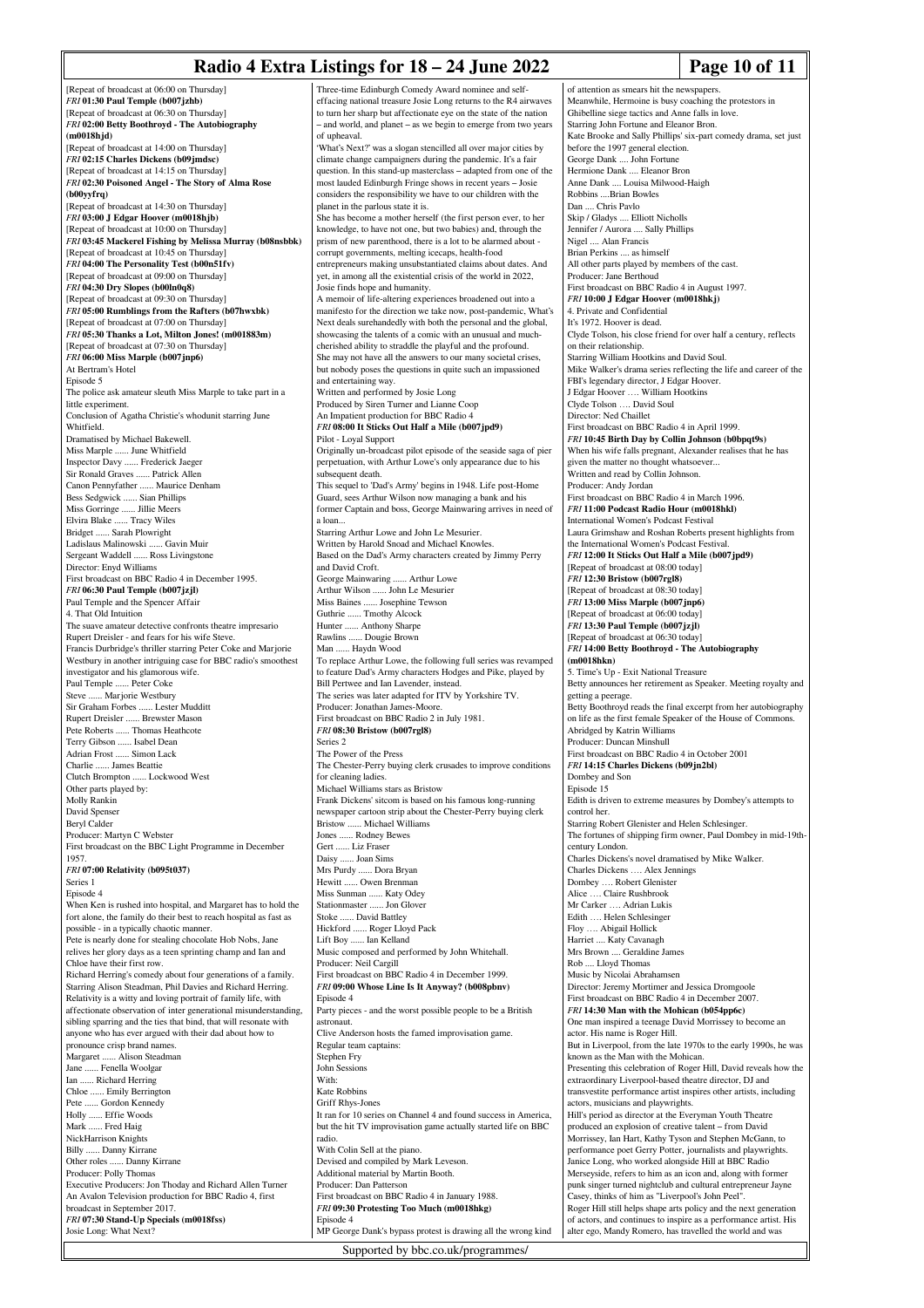[Repeat of broadcast at 06:00 on Thursday]

***FRI* 01:30 Paul Temple (b007jzhb)**

[Repeat of broadcast at 06:30 on Thursday]

***FRI* 02:00 Betty Boothroyd - The Autobiography (m0018hjd)**

[Repeat of broadcast at 14:00 on Thursday]

***FRI* 02:15 Charles Dickens (b09jmdsc)**

[Repeat of broadcast at 14:15 on Thursday]

***FRI* 02:30 Poisoned Angel - The Story of Alma Rose (b00yyfrq)**

[Repeat of broadcast at 14:30 on Thursday]

***FRI* 03:00 J Edgar Hoover (m0018hjb)**

[Repeat of broadcast at 10:00 on Thursday]

***FRI* 03:45 Mackerel Fishing by Melissa Murray (b08nsbbk)**

[Repeat of broadcast at 10:45 on Thursday]

***FRI* 04:00 The Personality Test (b00n51fv)**

[Repeat of broadcast at 09:00 on Thursday]

***FRI* 04:30 Dry Slopes (b00ln0q8)**

[Repeat of broadcast at 09:30 on Thursday]

***FRI* 05:00 Rumblings from the Rafters (b07hwxbk)**

[Repeat of broadcast at 07:00 on Thursday]

***FRI* 05:30 Thanks a Lot, Milton Jones! (m001883m)**

[Repeat of broadcast at 07:30 on Thursday]

***FRI* 06:00 Miss Marple (b007jnp6)**

At Bertram's Hotel

Episode 5

The police ask amateur sleuth Miss Marple to take part in a little experiment.

Conclusion of Agatha Christie's whodunit starring June Whitfield.

Dramatised by Michael Bakewell.

Miss Marple ...... June Whitfield

Inspector Davy ...... Frederick Jaeger

Sir Ronald Graves ...... Patrick Allen

Canon Pennyfather ...... Maurice Denham

Bess Sedgwick ...... Sian Phillips

Miss Gorringe ...... Jillie Meers

Elvira Blake ...... Tracy Wiles

Bridget ...... Sarah Plowright

Ladislaus Malinowski ...... Gavin Muir

Sergeant Waddell ...... Ross Livingstone

Director: Enyd Williams

First broadcast on BBC Radio 4 in December 1995.

***FRI* 06:30 Paul Temple (b007jzjl)**

Paul Temple and the Spencer Affair

4. That Old Intuition

The suave amateur detective confronts theatre impresario Rupert Dreisler - and fears for his wife Steve.

Francis Durbridge's thriller starring Peter Coke and Marjorie Westbury in another intriguing case for BBC radio's smoothest investigator and his glamorous wife.

Paul Temple ...... Peter Coke

Steve ...... Marjorie Westbury

Sir Graham Forbes ...... Lester Mudditt

Rupert Dreisler ...... Brewster Mason

Pete Roberts ...... Thomas Heathcote

Terry Gibson ...... Isabel Dean

Adrian Frost ...... Simon Lack

Charlie ...... James Beattie

Clutch Brompton ...... Lockwood West

Other parts played by:

Molly Rankin

David Spenser

Beryl Calder

Producer: Martyn C Webster

First broadcast on the BBC Light Programme in December 1957.

***FRI* 07:00 Relativity (b095t037)**

Series 1

Episode 4

When Ken is rushed into hospital, and Margaret has to hold the fort alone, the family do their best to reach hospital as fast as possible - in a typically chaotic manner.

Pete is nearly done for stealing chocolate Hob Nobs, Jane relives her glory days as a teen sprinting champ and Ian and Chloe have their first row.

Richard Herring's comedy about four generations of a family. Starring Alison Steadman, Phil Davies and Richard Herring. Relativity is a witty and loving portrait of family life, with affectionate observation of inter generational misunderstanding, sibling sparring and the ties that bind, that will resonate with anyone who has ever argued with their dad about how to pronounce crisp brand names.

Margaret ...... Alison Steadman

Jane ...... Fenella Woolgar

Ian ...... Richard Herring

Chloe ...... Emily Berrington

Pete ...... Gordon Kennedy

Holly ...... Effie Woods

Mark ...... Fred Haig

NickHarrison Knights

Billy ...... Danny Kirrane

Other roles ...... Danny Kirrane

Producer: Polly Thomas

Executive Producers: Jon Thoday and Richard Allen Turner

An Avalon Television production for BBC Radio 4, first broadcast in September 2017.

***FRI* 07:30 Stand-Up Specials (m0018fss)**

Josie Long: What Next?

Three-time Edinburgh Comedy Award nominee and self-effacing national treasure Josie Long returns to the R4 airwaves to turn her sharp but affectionate eye on the state of the nation – and world, and planet – as we begin to emerge from two years of upheaval.

'What's Next?' was a slogan stencilled all over major cities by climate change campaigners during the pandemic. It's a fair question. In this stand-up masterclass – adapted from one of the most lauded Edinburgh Fringe shows in recent years – Josie considers the responsibility we have to our children with the planet in the parlous state it is.

She has become a mother herself (the first person ever, to her knowledge, to have not one, but two babies) and, through the prism of new parenthood, there is a lot to be alarmed about - corrupt governments, melting icecaps, health-food entrepreneurs making unsubstantiated claims about dates. And yet, in among all the existential crisis of the world in 2022, Josie finds hope and humanity.

A memoir of life-altering experiences broadened out into a manifesto for the direction we take now, post-pandemic, What's Next deals surehandedly with both the personal and the global, showcasing the talents of a comic with an unusual and much-cherished ability to straddle the playful and the profound.

She may not have all the answers to our many societal crises, but nobody poses the questions in quite such an impassioned and entertaining way.

Written and performed by Josie Long

Produced by Siren Turner and Lianne Coop

An Impatient production for BBC Radio 4

***FRI* 08:00 It Sticks Out Half a Mile (b007jpd9)**

Pilot - Loyal Support

Originally un-broadcast pilot episode of the seaside saga of pier perpetuation, with Arthur Lowe's only appearance due to his subsequent death.

This sequel to 'Dad's Army' begins in 1948. Life post-Home Guard, sees Arthur Wilson now managing a bank and his former Captain and boss, George Mainwaring arrives in need of a loan...

Starring Arthur Lowe and John Le Mesurier.

Written by Harold Snoad and Michael Knowles.

Based on the Dad's Army characters created by Jimmy Perry and David Croft.

George Mainwaring ...... Arthur Lowe

Arthur Wilson ...... John Le Mesurier

Miss Baines ...... Josephine Tewson

Guthrie ...... Tmothy Alcock

Hunter ...... Anthony Sharpe

Rawlins ...... Dougie Brown

Man ...... Haydn Wood

To replace Arthur Lowe, the following full series was revamped to feature Dad's Army characters Hodges and Pike, played by Bill Pertwee and Ian Lavender, instead.

The series was later adapted for ITV by Yorkshire TV.

Producer: Jonathan James-Moore.

First broadcast on BBC Radio 2 in July 1981.

***FRI* 08:30 Bristow (b007rgl8)**

Series 2

The Power of the Press

The Chester-Perry buying clerk crusades to improve conditions for cleaning ladies.

Michael Williams stars as Bristow

Frank Dickens' sitcom is based on his famous long-running newspaper cartoon strip about the Chester-Perry buying clerk

Bristow ...... Michael Williams

Jones ...... Rodney Bewes

Gert ...... Liz Fraser

Daisy ...... Joan Sims

Mrs Purdy ...... Dora Bryan

Hewitt ...... Owen Brenman

Miss Sunman ...... Katy Odey

Stationmaster ...... Jon Glover

Stoke ...... David Battley

Hickford ...... Roger Lloyd Pack

Lift Boy ...... Ian Kelland

Music composed and performed by John Whitehall.

Producer: Neil Cargill

First broadcast on BBC Radio 4 in December 1999.

***FRI* 09:00 Whose Line Is It Anyway? (b008pbnv)**

Episode 4

Party pieces - and the worst possible people to be a British astronaut.

Clive Anderson hosts the famed improvisation game.

Regular team captains:

Stephen Fry

John Sessions

With:

Kate Robbins

Griff Rhys-Jones

It ran for 10 series on Channel 4 and found success in America, but the hit TV improvisation game actually started life on BBC radio.

With Colin Sell at the piano.

Devised and compiled by Mark Leveson.

Additional material by Martin Booth.

Producer: Dan Patterson

First broadcast on BBC Radio 4 in January 1988.

***FRI* 09:30 Protesting Too Much (m0018hkg)**

Episode 4

MP George Dank's bypass protest is drawing all the wrong kind of attention as smears hit the newspapers.

Meanwhile, Hermoine is busy coaching the protestors in Ghibelline siege tactics and Anne falls in love.

Starring John Fortune and Eleanor Bron.

Kate Brooke and Sally Phillips' six-part comedy drama, set just before the 1997 general election.

George Dank .... John Fortune

Hermione Dank .... Eleanor Bron

Anne Dank .... Louisa Milwood-Haigh

Robbins .... Brian Bowles

Dan .... Chris Pavlo

Skip / Gladys .... Elliott Nicholls

Jennifer / Aurora .... Sally Phillips

Nigel .... Alan Francis

Brian Perkins .... as himself

All other parts played by members of the cast.

Producer: Jane Berthoud

First broadcast on BBC Radio 4 in August 1997.

***FRI* 10:00 J Edgar Hoover (m0018hkj)**

4. Private and Confidential

It's 1972. Hoover is dead.

Clyde Tolson, his close friend for over half a century, reflects on their relationship.

Starring William Hootkins and David Soul.

Mike Walker's drama series reflecting the life and career of the FBI's legendary director, J Edgar Hoover.

J Edgar Hoover …. William Hootkins

Clyde Tolson …. David Soul

Director: Ned Chaillet

First broadcast on BBC Radio 4 in April 1999.

***FRI* 10:45 Birth Day by Collin Johnson (b0bpqt9s)**

When his wife falls pregnant, Alexander realises that he has given the matter no thought whatsoever...

Written and read by Collin Johnson.

Producer: Andy Jordan

First broadcast on BBC Radio 4 in March 1996.

***FRI* 11:00 Podcast Radio Hour (m0018hkl)**

International Women's Podcast Festival

Laura Grimshaw and Roshan Roberts present highlights from the International Women's Podcast Festival.

***FRI* 12:00 It Sticks Out Half a Mile (b007jpd9)**

[Repeat of broadcast at 08:00 today]

***FRI* 12:30 Bristow (b007rgl8)**

[Repeat of broadcast at 08:30 today]

***FRI* 13:00 Miss Marple (b007jnp6)**

[Repeat of broadcast at 06:00 today]

***FRI* 13:30 Paul Temple (b007jzjl)**

[Repeat of broadcast at 06:30 today]

***FRI* 14:00 Betty Boothroyd - The Autobiography (m0018hkn)**

5. Time's Up - Exit National Treasure

Betty announces her retirement as Speaker. Meeting royalty and getting a peerage.

Betty Boothroyd reads the final excerpt from her autobiography on life as the first female Speaker of the House of Commons.

Abridged by Katrin Williams

Producer: Duncan Minshull

First broadcast on BBC Radio 4 in October 2001

***FRI* 14:15 Charles Dickens (b09jn2bl)**

Dombey and Son

Episode 15

Edith is driven to extreme measures by Dombey's attempts to control her.

Starring Robert Glenister and Helen Schlesinger.

The fortunes of shipping firm owner, Paul Dombey in mid-19th-century London.

Charles Dickens's novel dramatised by Mike Walker.

Charles Dickens …. Alex Jennings

Dombey …. Robert Glenister

Alice …. Claire Rushbrook

Mr Carker …. Adrian Lukis

Edith …. Helen Schlesinger

Floy …. Abigail Hollick

Harriet .... Katy Cavanagh

Mrs Brown .... Geraldine James

Rob .... Lloyd Thomas

Music by Nicolai Abrahamsen

Director: Jeremy Mortimer and Jessica Dromgoole

First broadcast on BBC Radio 4 in December 2007.

***FRI* 14:30 Man with the Mohican (b054pp6c)**

One man inspired a teenage David Morrissey to become an actor. His name is Roger Hill.

But in Liverpool, from the late 1970s to the early 1990s, he was known as the Man with the Mohican.

Presenting this celebration of Roger Hill, David reveals how the extraordinary Liverpool-based theatre director, DJ and transvestite performance artist inspires other artists, including actors, musicians and playwrights.

Hill's period as director at the Everyman Youth Theatre produced an explosion of creative talent – from David Morrissey, Ian Hart, Kathy Tyson and Stephen McGann, to performance poet Gerry Potter, journalists and playwrights.

Janice Long, who worked alongside Hill at BBC Radio Merseyside, refers to him as an icon and, along with former punk singer turned nightclub and cultural entrepreneur Jayne Casey, thinks of him as "Liverpool's John Peel".

Roger Hill still helps shape arts policy and the next generation of actors, and continues to inspire as a performance artist. His alter ego, Mandy Romero, has travelled the world and was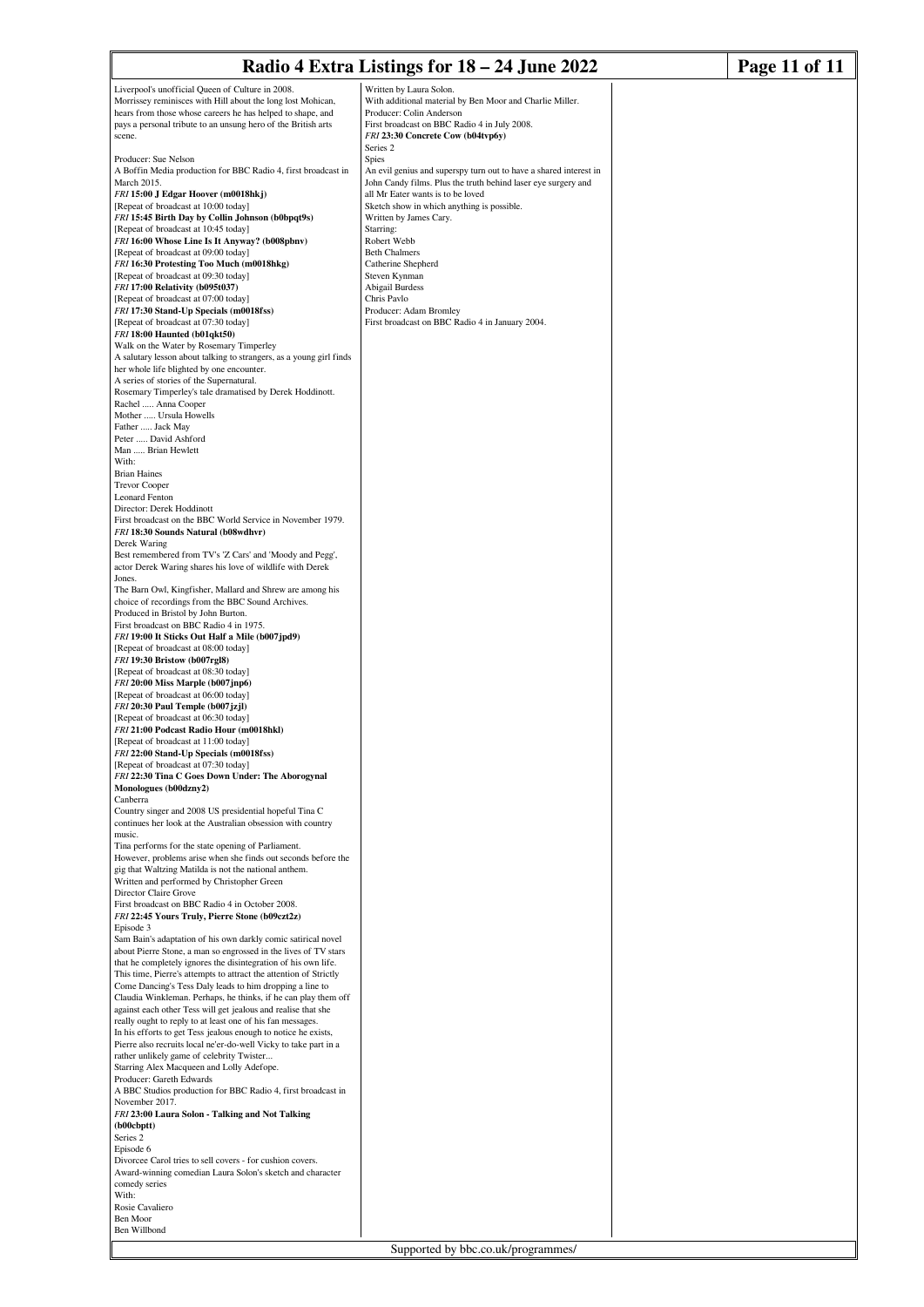Liverpool's unofficial Queen of Culture in 2008.
Morrissey reminisces with Hill about the long lost Mohican, hears from those whose careers he has helped to shape, and pays a personal tribute to an unsung hero of the British arts scene.

Producer: Sue Nelson
A Boffin Media production for BBC Radio 4, first broadcast in March 2015.

*FRI* **15:00 J Edgar Hoover (m0018hkj)**
[Repeat of broadcast at 10:00 today]

*FRI* **15:45 Birth Day by Collin Johnson (b0bpqt9s)**
[Repeat of broadcast at 10:45 today]

*FRI* **16:00 Whose Line Is It Anyway? (b008pbnv)**
[Repeat of broadcast at 09:00 today]

*FRI* **16:30 Protesting Too Much (m0018hkg)**
[Repeat of broadcast at 09:30 today]

*FRI* **17:00 Relativity (b095t037)**
[Repeat of broadcast at 07:00 today]

*FRI* **17:30 Stand-Up Specials (m0018fss)**
[Repeat of broadcast at 07:30 today]

*FRI* **18:00 Haunted (b01qkt50)**
Walk on the Water by Rosemary Timperley
A salutary lesson about talking to strangers, as a young girl finds her whole life blighted by one encounter.
A series of stories of the Supernatural.
Rosemary Timperley's tale dramatised by Derek Hoddinott.
Rachel ..... Anna Cooper
Mother ..... Ursula Howells
Father ..... Jack May
Peter ..... David Ashford
Man ..... Brian Hewlett
With:
Brian Haines
Trevor Cooper
Leonard Fenton
Director: Derek Hoddinott
First broadcast on the BBC World Service in November 1979.

*FRI* **18:30 Sounds Natural (b08wdhvr)**
Derek Waring
Best remembered from TV's 'Z Cars' and 'Moody and Pegg', actor Derek Waring shares his love of wildlife with Derek Jones.
The Barn Owl, Kingfisher, Mallard and Shrew are among his choice of recordings from the BBC Sound Archives.
Produced in Bristol by John Burton.
First broadcast on BBC Radio 4 in 1975.

*FRI* **19:00 It Sticks Out Half a Mile (b007jpd9)**
[Repeat of broadcast at 08:00 today]

*FRI* **19:30 Bristow (b007rgl8)**
[Repeat of broadcast at 08:30 today]

*FRI* **20:00 Miss Marple (b007jnp6)**
[Repeat of broadcast at 06:00 today]

*FRI* **20:30 Paul Temple (b007jzjl)**
[Repeat of broadcast at 06:30 today]

*FRI* **21:00 Podcast Radio Hour (m0018hkl)**
[Repeat of broadcast at 11:00 today]

*FRI* **22:00 Stand-Up Specials (m0018fss)**
[Repeat of broadcast at 07:30 today]

*FRI* **22:30 Tina C Goes Down Under: The Aborogynal Monologues (b00dzny2)**
Canberra
Country singer and 2008 US presidential hopeful Tina C continues her look at the Australian obsession with country music.
Tina performs for the state opening of Parliament.
However, problems arise when she finds out seconds before the gig that Waltzing Matilda is not the national anthem.
Written and performed by Christopher Green
Director Claire Grove
First broadcast on BBC Radio 4 in October 2008.

*FRI* **22:45 Yours Truly, Pierre Stone (b09czt2z)**
Episode 3
Sam Bain's adaptation of his own darkly comic satirical novel about Pierre Stone, a man so engrossed in the lives of TV stars that he completely ignores the disintegration of his own life.
This time, Pierre's attempts to attract the attention of Strictly Come Dancing's Tess Daly leads to him dropping a line to Claudia Winkleman. Perhaps, he thinks, if he can play them off against each other Tess will get jealous and realise that she really ought to reply to at least one of his fan messages.
In his efforts to get Tess jealous enough to notice he exists, Pierre also recruits local ne'er-do-well Vicky to take part in a rather unlikely game of celebrity Twister...
Starring Alex Macqueen and Lolly Adefope.
Producer: Gareth Edwards
A BBC Studios production for BBC Radio 4, first broadcast in November 2017.

*FRI* **23:00 Laura Solon - Talking and Not Talking (b00cbptt)**
Series 2
Episode 6
Divorcee Carol tries to sell covers - for cushion covers.
Award-winning comedian Laura Solon's sketch and character comedy series
With:
Rosie Cavaliero
Ben Moor
Ben Willbond
Written by Laura Solon.
With additional material by Ben Moor and Charlie Miller.
Producer: Colin Anderson
First broadcast on BBC Radio 4 in July 2008.

*FRI* **23:30 Concrete Cow (b04tvp6y)**
Series 2
Spies
An evil genius and superspy turn out to have a shared interest in John Candy films. Plus the truth behind laser eye surgery and all Mr Eater wants is to be loved
Sketch show in which anything is possible.
Written by James Cary.
Starring:
Robert Webb
Beth Chalmers
Catherine Shepherd
Steven Kynman
Abigail Burdess
Chris Pavlo
Producer: Adam Bromley
First broadcast on BBC Radio 4 in January 2004.